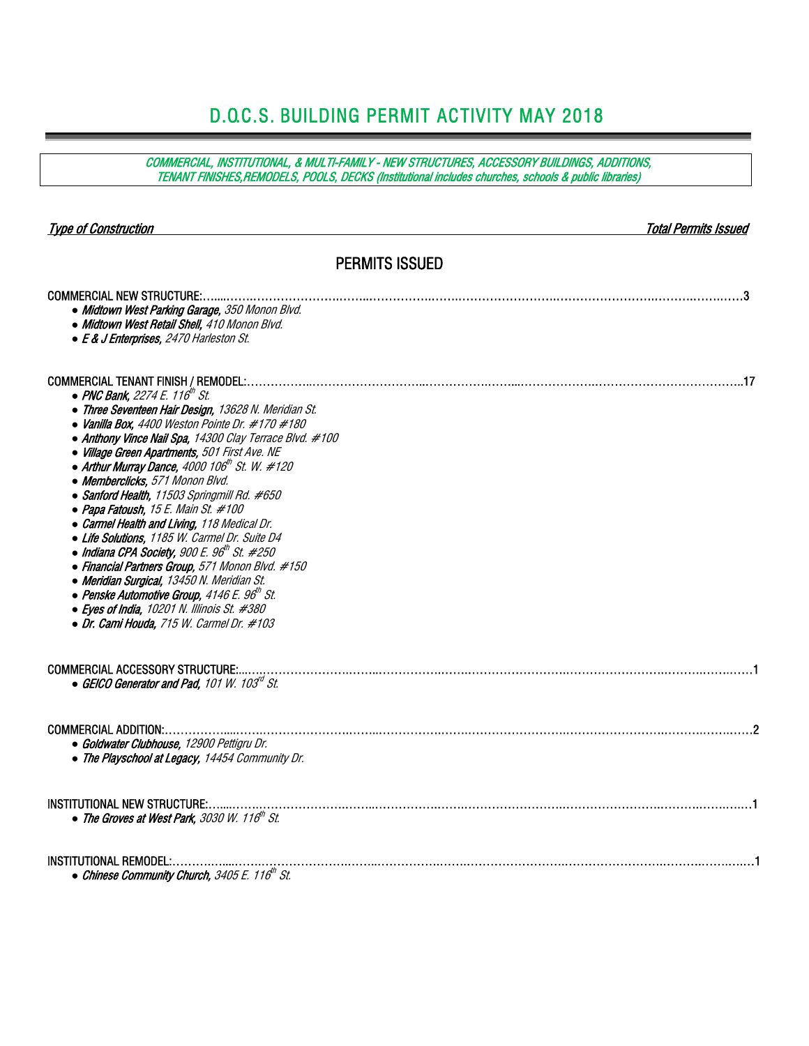# D.O.C.S. BUILDING PERMIT ACTIVITY MAY 2018

*COMMERCIAL, INSTITUTIONAL, & MULTI-FAMILY - NEW STRUCTURES, ACCESSORY BUILDINGS, ADDITIONS, TENANT FINISHES,REMODELS, POOLS, DECKS (Institutional includes churches, schools & public libraries)*

*Type of Construction* | *Total Permits Issued*

## PERMITS ISSUED

**COMMERCIAL NEW STRUCTURE:** ........................................ 3

- ***Midtown West Parking Garage,*** *350 Monon Blvd.*
- ***Midtown West Retail Shell,*** *410 Monon Blvd.*
- ***E & J Enterprises,*** *2470 Harleston St.*

**COMMERCIAL TENANT FINISH / REMODEL:** ........................................ 17

- ***PNC Bank,*** *2274 E. 116th St.*
- ***Three Seventeen Hair Design,*** *13628 N. Meridian St.*
- ***Vanilla Box,*** *4400 Weston Pointe Dr. #170 #180*
- ***Anthony Vince Nail Spa,*** *14300 Clay Terrace Blvd. #100*
- ***Village Green Apartments,*** *501 First Ave. NE*
- ***Arthur Murray Dance,*** *4000 106th St. W. #120*
- ***Memberclicks,*** *571 Monon Blvd.*
- ***Sanford Health,*** *11503 Springmill Rd. #650*
- ***Papa Fatoush,*** *15 E. Main St. #100*
- ***Carmel Health and Living,*** *118 Medical Dr.*
- ***Life Solutions,*** *1185 W. Carmel Dr. Suite D4*
- ***Indiana CPA Society,*** *900 E. 96th St. #250*
- ***Financial Partners Group,*** *571 Monon Blvd. #150*
- ***Meridian Surgical,*** *13450 N. Meridian St.*
- ***Penske Automotive Group,*** *4146 E. 96th St.*
- ***Eyes of India,*** *10201 N. Illinois St. #380*
- ***Dr. Cami Houda,*** *715 W. Carmel Dr. #103*

**COMMERCIAL ACCESSORY STRUCTURE:** ........................................ 1

- ***GEICO Generator and Pad,*** *101 W. 103rd St.*

**COMMERCIAL ADDITION:** ........................................ 2

- ***Goldwater Clubhouse,*** *12900 Pettigru Dr.*
- ***The Playschool at Legacy,*** *14454 Community Dr.*

**INSTITUTIONAL NEW STRUCTURE:** ........................................ 1

- ***The Groves at West Park,*** *3030 W. 116th St.*

**INSTITUTIONAL REMODEL:** ........................................ 1

- ***Chinese Community Church,*** *3405 E. 116th St.*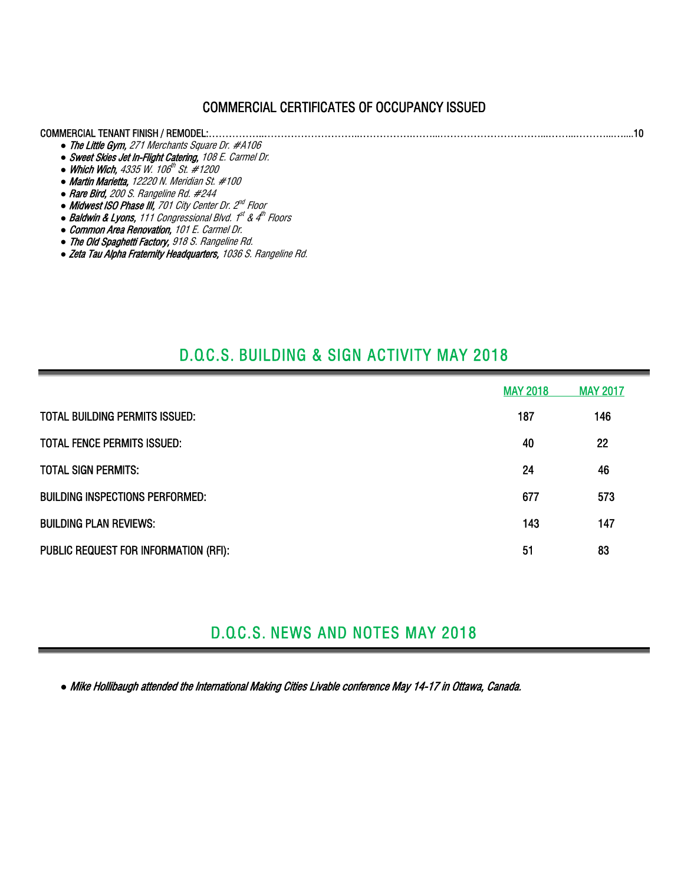## COMMERCIAL CERTIFICATES OF OCCUPANCY ISSUED

COMMERCIAL TENANT FINISH / REMODEL:……………………………………………………………………………………………………………10

- ***The Little Gym,*** *271 Merchants Square Dr. #A106*
- ***Sweet Skies Jet In-Flight Catering,*** *108 E. Carmel Dr.*
- ***Which Wich,*** *4335 W. 106th St. #1200*
- ***Martin Marietta,*** *12220 N. Meridian St. #100*
- ***Rare Bird,*** *200 S. Rangeline Rd. #244*
- ***Midwest ISO Phase III,*** *701 City Center Dr. 2nd Floor*
- ***Baldwin & Lyons,*** *111 Congressional Blvd. 1st & 4th Floors*
- ***Common Area Renovation,*** *101 E. Carmel Dr.*
- ***The Old Spaghetti Factory,*** *918 S. Rangeline Rd.*
- ***Zeta Tau Alpha Fraternity Headquarters,*** *1036 S. Rangeline Rd.*

## D.O.C.S. BUILDING & SIGN ACTIVITY MAY 2018

| | MAY 2018 | MAY 2017 |
|---|---|---|
| TOTAL BUILDING PERMITS ISSUED: | 187 | 146 |
| TOTAL FENCE PERMITS ISSUED: | 40 | 22 |
| TOTAL SIGN PERMITS: | 24 | 46 |
| BUILDING INSPECTIONS PERFORMED: | 677 | 573 |
| BUILDING PLAN REVIEWS: | 143 | 147 |
| PUBLIC REQUEST FOR INFORMATION (RFI): | 51 | 83 |

## D.O.C.S. NEWS AND NOTES MAY 2018

- *Mike Hollibaugh attended the International Making Cities Livable conference May 14-17 in Ottawa, Canada.*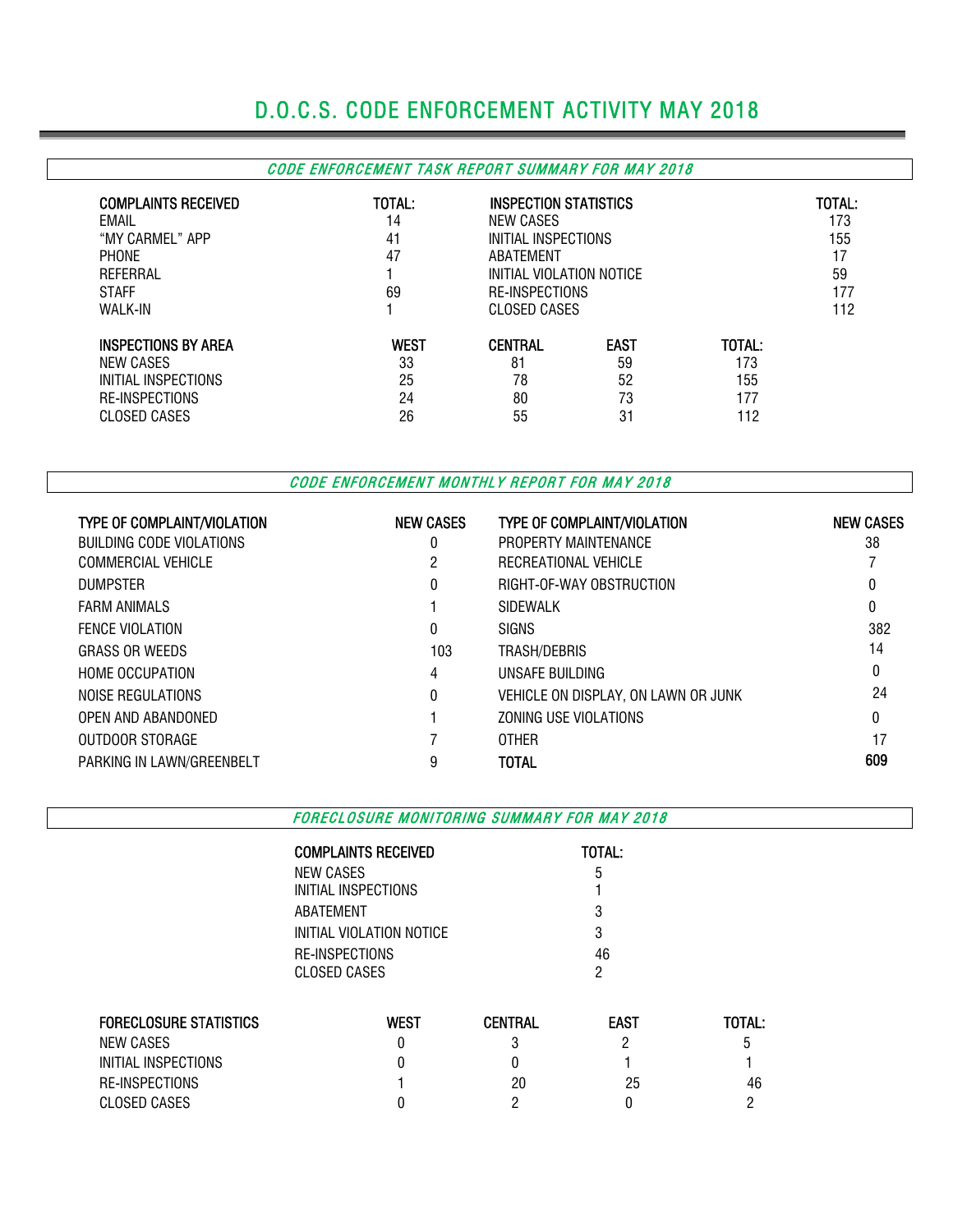# D.O.C.S. CODE ENFORCEMENT ACTIVITY MAY 2018

## *CODE ENFORCEMENT TASK REPORT SUMMARY FOR MAY 2018*

| COMPLAINTS RECEIVED | TOTAL: |
|---|---|
| EMAIL | 14 |
| "MY CARMEL" APP | 41 |
| PHONE | 47 |
| REFERRAL | 1 |
| STAFF | 69 |
| WALK-IN | 1 |

| INSPECTION STATISTICS | TOTAL: |
|---|---|
| NEW CASES | 173 |
| INITIAL INSPECTIONS | 155 |
| ABATEMENT | 17 |
| INITIAL VIOLATION NOTICE | 59 |
| RE-INSPECTIONS | 177 |
| CLOSED CASES | 112 |

| INSPECTIONS BY AREA | WEST | CENTRAL | EAST | TOTAL: |
|---|---|---|---|---|
| NEW CASES | 33 | 81 | 59 | 173 |
| INITIAL INSPECTIONS | 25 | 78 | 52 | 155 |
| RE-INSPECTIONS | 24 | 80 | 73 | 177 |
| CLOSED CASES | 26 | 55 | 31 | 112 |

## *CODE ENFORCEMENT MONTHLY REPORT FOR MAY 2018*

| TYPE OF COMPLAINT/VIOLATION | NEW CASES | TYPE OF COMPLAINT/VIOLATION | NEW CASES |
|---|---|---|---|
| BUILDING CODE VIOLATIONS | 0 | PROPERTY MAINTENANCE | 38 |
| COMMERCIAL VEHICLE | 2 | RECREATIONAL VEHICLE | 7 |
| DUMPSTER | 0 | RIGHT-OF-WAY OBSTRUCTION | 0 |
| FARM ANIMALS | 1 | SIDEWALK | 0 |
| FENCE VIOLATION | 0 | SIGNS | 382 |
| GRASS OR WEEDS | 103 | TRASH/DEBRIS | 14 |
| HOME OCCUPATION | 4 | UNSAFE BUILDING | 0 |
| NOISE REGULATIONS | 0 | VEHICLE ON DISPLAY, ON LAWN OR JUNK | 24 |
| OPEN AND ABANDONED | 1 | ZONING USE VIOLATIONS | 0 |
| OUTDOOR STORAGE | 7 | OTHER | 17 |
| PARKING IN LAWN/GREENBELT | 9 | **TOTAL** | **609** |

## *FORECLOSURE MONITORING SUMMARY FOR MAY 2018*

| COMPLAINTS RECEIVED | TOTAL: |
|---|---|
| NEW CASES | 5 |
| INITIAL INSPECTIONS | 1 |
| ABATEMENT | 3 |
| INITIAL VIOLATION NOTICE | 3 |
| RE-INSPECTIONS | 46 |
| CLOSED CASES | 2 |

| FORECLOSURE STATISTICS | WEST | CENTRAL | EAST | TOTAL: |
|---|---|---|---|---|
| NEW CASES | 0 | 3 | 2 | 5 |
| INITIAL INSPECTIONS | 0 | 0 | 1 | 1 |
| RE-INSPECTIONS | 1 | 20 | 25 | 46 |
| CLOSED CASES | 0 | 2 | 0 | 2 |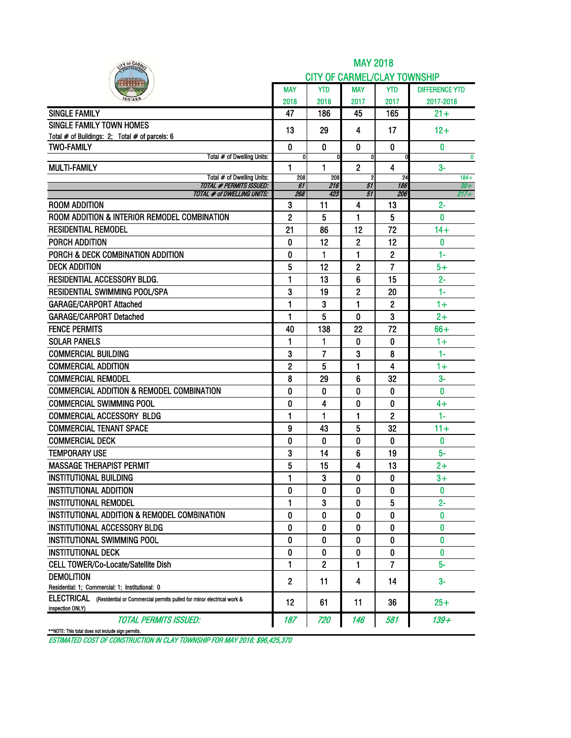# MAY 2018

## CITY OF CARMEL/CLAY TOWNSHIP

| | MAY 2018 | YTD 2018 | MAY 2017 | YTD 2017 | DIFFERENCE YTD 2017-2018 |
|---|---|---|---|---|---|
| SINGLE FAMILY | 47 | 186 | 45 | 165 | 21+ |
| SINGLE FAMILY TOWN HOMES<br>Total # of Buildings: 2; Total # of parcels: 6 | 13 | 29 | 4 | 17 | 12+ |
| TWO-FAMILY | 0 | 0 | 0 | 0 | 0 |
| Total # of Dwelling Units: | 0 | 0 | 0 | 0 | 0 |
| MULTI-FAMILY | 1 | 1 | 2 | 4 | 3- |
| Total # of Dwelling Units: | 208 | 208 | 2 | 24 | 184+ |
| *TOTAL # PERMITS ISSUED:* | *61* | *216* | *51* | *186* | *30+* |
| *TOTAL # of DWELLING UNITS:* | *268* | *423* | *51* | *206* | *217+* |
| ROOM ADDITION | 3 | 11 | 4 | 13 | 2- |
| ROOM ADDITION & INTERIOR REMODEL COMBINATION | 2 | 5 | 1 | 5 | 0 |
| RESIDENTIAL REMODEL | 21 | 86 | 12 | 72 | 14+ |
| PORCH ADDITION | 0 | 12 | 2 | 12 | 0 |
| PORCH & DECK COMBINATION ADDITION | 0 | 1 | 1 | 2 | 1- |
| DECK ADDITION | 5 | 12 | 2 | 7 | 5+ |
| RESIDENTIAL ACCESSORY BLDG. | 1 | 13 | 6 | 15 | 2- |
| RESIDENTIAL SWIMMING POOL/SPA | 3 | 19 | 2 | 20 | 1- |
| GARAGE/CARPORT Attached | 1 | 3 | 1 | 2 | 1+ |
| GARAGE/CARPORT Detached | 1 | 5 | 0 | 3 | 2+ |
| FENCE PERMITS | 40 | 138 | 22 | 72 | 66+ |
| SOLAR PANELS | 1 | 1 | 0 | 0 | 1+ |
| COMMERCIAL BUILDING | 3 | 7 | 3 | 8 | 1- |
| COMMERCIAL ADDITION | 2 | 5 | 1 | 4 | 1+ |
| COMMERCIAL REMODEL | 8 | 29 | 6 | 32 | 3- |
| COMMERCIAL ADDITION & REMODEL COMBINATION | 0 | 0 | 0 | 0 | 0 |
| COMMERCIAL SWIMMING POOL | 0 | 4 | 0 | 0 | 4+ |
| COMMERCIAL ACCESSORY BLDG | 1 | 1 | 1 | 2 | 1- |
| COMMERCIAL TENANT SPACE | 9 | 43 | 5 | 32 | 11+ |
| COMMERCIAL DECK | 0 | 0 | 0 | 0 | 0 |
| TEMPORARY USE | 3 | 14 | 6 | 19 | 5- |
| MASSAGE THERAPIST PERMIT | 5 | 15 | 4 | 13 | 2+ |
| INSTITUTIONAL BUILDING | 1 | 3 | 0 | 0 | 3+ |
| INSTITUTIONAL ADDITION | 0 | 0 | 0 | 0 | 0 |
| INSTITUTIONAL REMODEL | 1 | 3 | 0 | 5 | 2- |
| INSTITUTIONAL ADDITION & REMODEL COMBINATION | 0 | 0 | 0 | 0 | 0 |
| INSTITUTIONAL ACCESSORY BLDG | 0 | 0 | 0 | 0 | 0 |
| INSTITUTIONAL SWIMMING POOL | 0 | 0 | 0 | 0 | 0 |
| INSTITUTIONAL DECK | 0 | 0 | 0 | 0 | 0 |
| CELL TOWER/Co-Locate/Satellite Dish | 1 | 2 | 1 | 7 | 5- |
| DEMOLITION<br>Residential: 1; Commercial: 1; Institutional: 0 | 2 | 11 | 4 | 14 | 3- |
| ELECTRICAL (Residential or Commercial permits pulled for minor electrical work & inspection ONLY) | 12 | 61 | 11 | 36 | 25+ |
| *TOTAL PERMITS ISSUED:* | *187* | *720* | *146* | *581* | *139+* |

**NOTE: This total does not include sign permits.

*ESTIMATED COST OF CONSTRUCTION IN CLAY TOWNSHIP FOR MAY 2018: $96,425,370*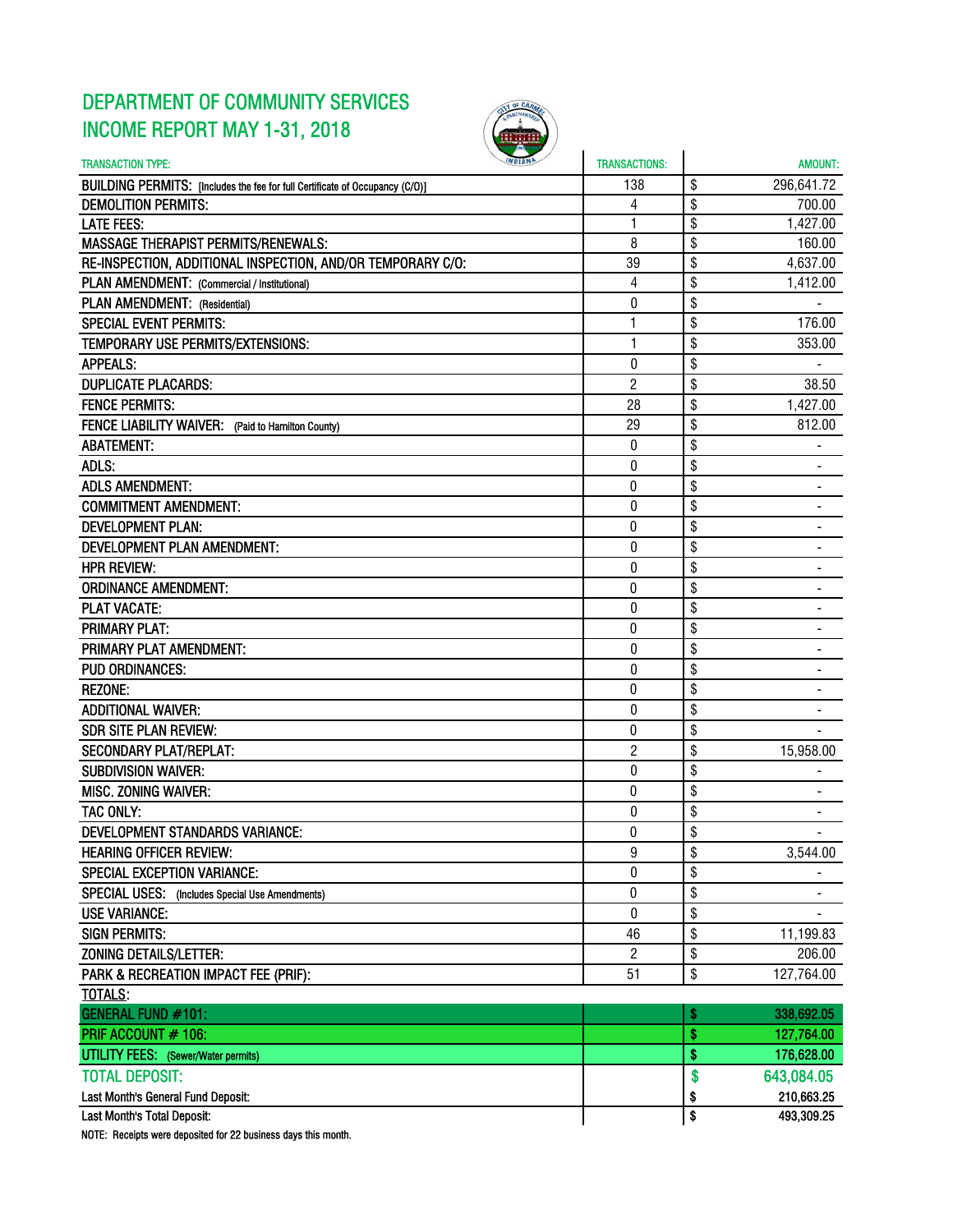# DEPARTMENT OF COMMUNITY SERVICES
# INCOME REPORT MAY 1-31, 2018

| TRANSACTION TYPE: | TRANSACTIONS: | AMOUNT: |
|---|---|---|
| BUILDING PERMITS: [Includes the fee for full Certificate of Occupancy (C/O)] | 138 | $ 296,641.72 |
| DEMOLITION PERMITS: | 4 | $ 700.00 |
| LATE FEES: | 1 | $ 1,427.00 |
| MASSAGE THERAPIST PERMITS/RENEWALS: | 8 | $ 160.00 |
| RE-INSPECTION, ADDITIONAL INSPECTION, AND/OR TEMPORARY C/O: | 39 | $ 4,637.00 |
| PLAN AMENDMENT: (Commercial / Institutional) | 4 | $ 1,412.00 |
| PLAN AMENDMENT: (Residential) | 0 | $ - |
| SPECIAL EVENT PERMITS: | 1 | $ 176.00 |
| TEMPORARY USE PERMITS/EXTENSIONS: | 1 | $ 353.00 |
| APPEALS: | 0 | $ - |
| DUPLICATE PLACARDS: | 2 | $ 38.50 |
| FENCE PERMITS: | 28 | $ 1,427.00 |
| FENCE LIABILITY WAIVER: (Paid to Hamilton County) | 29 | $ 812.00 |
| ABATEMENT: | 0 | $ - |
| ADLS: | 0 | $ - |
| ADLS AMENDMENT: | 0 | $ - |
| COMMITMENT AMENDMENT: | 0 | $ - |
| DEVELOPMENT PLAN: | 0 | $ - |
| DEVELOPMENT PLAN AMENDMENT: | 0 | $ - |
| HPR REVIEW: | 0 | $ - |
| ORDINANCE AMENDMENT: | 0 | $ - |
| PLAT VACATE: | 0 | $ - |
| PRIMARY PLAT: | 0 | $ - |
| PRIMARY PLAT AMENDMENT: | 0 | $ - |
| PUD ORDINANCES: | 0 | $ - |
| REZONE: | 0 | $ - |
| ADDITIONAL WAIVER: | 0 | $ - |
| SDR SITE PLAN REVIEW: | 0 | $ - |
| SECONDARY PLAT/REPLAT: | 2 | $ 15,958.00 |
| SUBDIVISION WAIVER: | 0 | $ - |
| MISC. ZONING WAIVER: | 0 | $ - |
| TAC ONLY: | 0 | $ - |
| DEVELOPMENT STANDARDS VARIANCE: | 0 | $ - |
| HEARING OFFICER REVIEW: | 9 | $ 3,544.00 |
| SPECIAL EXCEPTION VARIANCE: | 0 | $ - |
| SPECIAL USES: (Includes Special Use Amendments) | 0 | $ - |
| USE VARIANCE: | 0 | $ - |
| SIGN PERMITS: | 46 | $ 11,199.83 |
| ZONING DETAILS/LETTER: | 2 | $ 206.00 |
| PARK & RECREATION IMPACT FEE (PRIF): | 51 | $ 127,764.00 |
| TOTALS: | | |
| GENERAL FUND #101: | | $ 338,692.05 |
| PRIF ACCOUNT # 106: | | $ 127,764.00 |
| UTILITY FEES: (Sewer/Water permits) | | $ 176,628.00 |
| TOTAL DEPOSIT: | | $ 643,084.05 |
| Last Month's General Fund Deposit: | | $ 210,663.25 |
| Last Month's Total Deposit: | | $ 493,309.25 |

NOTE: Receipts were deposited for 22 business days this month.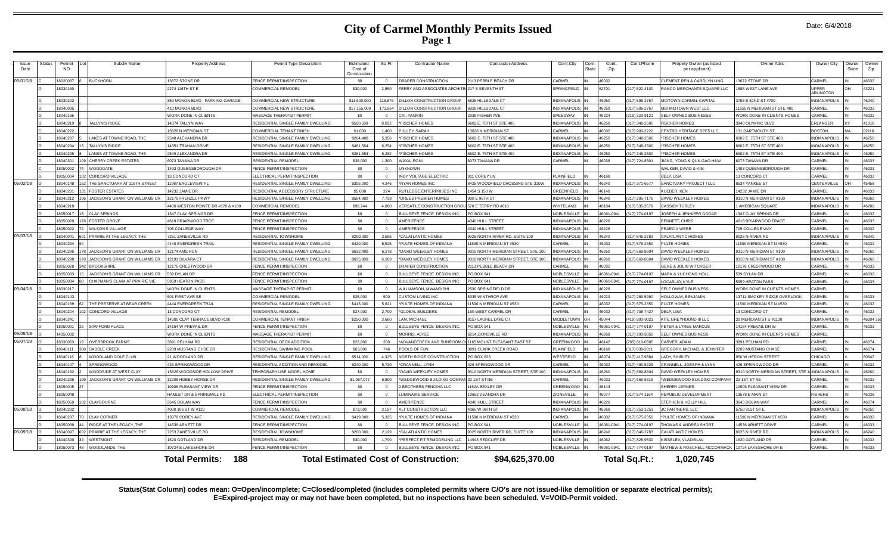# City of Carmel Monthly Permits Issued
## Page 1

Date: 6/4/2018

| Issue Date | Status | Permit NO | Lot | Subdiv Name | Property Address | Permit Type Description | Estimated Cost of Construction | Sq Ft | Contractor Name | Contractor Address | Cont.City | Cont. State | Cont. Zip | Cont.Phone | Propety Owner (as listed per applicant) | Owner Adrs | Owner City | Owner State | Owner Zip |
|---|---|---|---|---|---|---|---|---|---|---|---|---|---|---|---|---|---|---|---|
| 05/01/18 | C | 18020037 | 6 | BUCKHORN | 13672 STONE DR | FENCE PERMIT/INSPECTION | $0 | 0 | DRAPER CONSTRUCTION | 2113 PEBBLE BEACH DR | CARMEL | IN | 46032 | | CLEMENT REN & CAROLYN LING | 13672 STONE DR | CARMEL | IN | 46032 |
| | O | 18030160 | | | 2274 116TH ST E | COMMERCIAL REMODEL | $30,000 | 2,950 | FERRY AND ASSOCIATES ARCHITE | 217 S SEVENTH ST | SPRINGFIELD | IN | 62701 | (217) 522-4100 | RAMCO MERCHANTS SQUARE LLC | 1585 WEST LANE AVE | UPPER ARLINGTON | OH | 43221 |
| | O | 18030222 | | | 350 MONON BLVD - PARKING GARAGE | COMMERCIAL NEW STRUCTURE | $11,600,000 | 116,876 | DILLON CONSTRUCTION GROUP | 6828 HILLSDALE CT | INDIANAPOLIS | IN | 46250 | (317) 596-2767 | MIDTOWN CARMEL CAPITAL | 3755 E 82ND ST #700 | INDIANAPOLIS | IN | 46240 |
| | O | 18040035 | | | 410 MONON BLVD | COMMERCIAL NEW STRUCTURE | $17,155,000 | 173,954 | DILLON CONSTRUCTION GROUP | 6828 HILLSDALE CT | INDIANAPOLIS | IN | 46250 | (317) 596-2767 | MBI MIDTOWN WEST LLC | 11555 N MERIDIAN ST STE 400 | CARMEL | IN | 46032 |
| | O | 18040185 | | | WORK DONE IN CLIENTS | MASSAGE THERAPIST PERMIT | $0 | 0 | CAI, YANMIN | 2336 FISHER AVE | SPEEDWAY | IN | 46224 | (219) 323-9121 | SELF OWNED BUSINESSS | WORK DONE IN CLIENTS HOMES | CARMEL | IN | 46032 |
| | O | 18040219 | 8 | TALLYN'S RIDGE | 14374 TALLYN WAY | RESIDENTIAL SINGLE FAMILY DWELLING | $500,508 | 8,032 | *FISCHER HOMES | 6602 E. 75TH ST STE 400 | INDIANAPOLIS | IN | 46250 | (317) 348-2500 | FISCHER HOMES | 3940 OLYMPIC BLVD | ERLANGER | KY | 41018 |
| | C | 18040222 | | | 13628 N MERIDIAN ST | COMMERCIAL TENANT FINISH | $1,000 | 1,400 | PULLEY, SARAH | 13628 N MERIDIAN ST | CARMEL | IN | 46032 | (317) 900-2222 | CENTRO HERITAGE SPE5 LLC | 131 DARTMOUTH ST | BOSTON | MA | 02116 |
| | O | 18040287 | 5 | LAKES AT TOWNE ROAD, THE | 2548 ALEXANDRA DR | RESIDENTIAL SINGLE FAMILY DWELLING | $264,480 | 5,356 | *FISCHER HOMES | 6602 E. 75TH ST STE 400 | INDIANAPOLIS | IN | 46250 | (317) 348-2500 | *FISCHER HOMES | 6602 E. 75TH ST STE 400 | INDIANAPOLIS | IN | 46250 |
| | O | 18040294 | 13 | TALLYN'S RIDGE | 14351 TRAHAN DRIVE | RESIDENTIAL SINGLE FAMILY DWELLING | $461,584 | 9,254 | *FISCHER HOMES | 6602 E. 75TH ST STE 400 | INDIANAPOLIS | IN | 46250 | (317) 348-2500 | *FISCHER HOMES | 6602 E. 75TH ST STE 400 | INDIANAPOLIS | IN | 46250 |
| | O | 18040295 | 8 | LAKES AT TOWNE ROAD, THE | 2549 ALEXANDRA DR | RESIDENTIAL SINGLE FAMILY DWELLING | $281,553 | 6,282 | *FISCHER HOMES | 6602 E. 75TH ST STE 400 | INDIANAPOLIS | IN | 46250 | (317) 348-2500 | *FISCHER HOMES | 6602 E. 75TH ST STE 400 | INDIANAPOLIS | IN | 46250 |
| | O | 18040301 | 109 | CHERRY CREEK ESTATES | 6073 TANANA DR | RESIDENTIAL REMODEL | $38,000 | 1,300 | WAXA, RONI | 6073 TANANA DR | CARMEL | IN | 46038 | (317) 724-8301 | JIANG, YONG & QUN GAO H&W | 6073 TANANA DR | CARMEL | IN | 46033 |
| | O | 18050002 | 74 | WOODGATE | 1493 QUEENSBOROUGH DR | FENCE PERMIT/INSPECTION | $0 | 0 | UNKNOWN | | | | | | WALKER, DAVID & KIM | 1493 QUEENSBOROUGH DR | CARMEL | IN | 46033 |
| | C | 18050004 | 102 | CONCORD VILLAGE | 13 CONCORD CT | ELECTRICAL PERMIT/INSPECTION | $0 | 0 | INDY VOLTAGE ELECTRIC | 911 COREY LN | PLAINFIELD | IN | 46168 | | DELP, LISA | 13 CONCORD CT | CARMEL | IN | 46032 |
| 05/02/18 | O | 18040148 | 152 | THE SANCTUARY AT 116TH STREET | 11987 EAGLEVIEW PL | RESIDENTIAL SINGLE FAMILY DWELLING | $305,000 | 4,346 | *RYAN HOMES INC | 8425 WOODFIELD CROSSING STE 310W | INDIANAPOLIS | IN | 46240 | (317) 371-6577 | SANCTUARY PROJECT I LLC | 8534 YANKEE ST | CENTERVILLE | OH | 45458 |
| | O | 18040201 | 131 | FOSTER ESTATES | 14232 JAMIE DR | RESIDENTIAL ACCESSORY STRUCTURE | $5,000 | 224 | RUTLEDGE ENTERPRISES INC | 1454 S 150 W | GREENFIELD | IN | 46140 | | KUEBER, KEN | 14232 JAMIE DR | CARMEL | IN | 46033 |
| | O | 18040212 | 196 | JACKSON'S GRANT ON WILLIAMS CR | 12179 FRENZEL PKWY | RESIDENTIAL SINGLE FAMILY DWELLING | $564,800 | 7,733 | *DREES PREMIER HOMES | 900 E 96TH ST | INDIANAPOLIS | IN | 46240 | (317) 295-7176 | DAVID WEEKLEY HOMES | 9310 N MERIDIAN ST #100 | INDIANAPOLIS | IN | 46260 |
| | O | 18040218 | | | 4400 WESTON POINTE DR #170 & #180 | COMMERCIAL REMODEL | $96,744 | 4,800 | VERSATILE CONSTRUCTION GROU | 570 E TERRY RD #610 | WHITELAND | IN | 46184 | (317) 535-3579 | CASSIDY TURLEY | 1 AMERICAN SQUARE | INDIANAPOLIS | IN | 46282 |
| | O | 18050017 | 18 | CLAY SPRINGS | 1347 CLAY SPRINGS DR | FENCE PERMIT/INSPECTION | $0 | 0 | BULLSEYE FENCE DESIGN INC. | PO BOX 941 | NOBLESVILLE | IN | 46061-0941 | (317) 774-0197 | JOSEPH & JENNIFER GODAR | 1347 CLAY SPRING DR | CARMEL | IN | 46032 |
| | O | 18050020 | 178 | FOSTER GROVE | 4618 BRIARWOOD TRCE | FENCE PERMIT/INSPECTION | $0 | 0 | AMERIFENCE | 4340 HULL STREET | INDIANAPOLIS | IN | 46226 | | BENNETT, CHRIS | 4618 BRIARWOOD TRACE | CARMEL | IN | 46033 |
| | C | 18050022 | 74 | WILSON'S VILLAGE | 705 COLLEGE WAY | FENCE PERMIT/INSPECTION | $0 | 0 | AMERIFENCE | 4340 HULL STREET | INDIANAPOLIS | IN | 46226 | | PRAECIA WEBB | 705 COLLEGE WAY | CARMEL | IN | 46032 |
| 05/03/18 | O | 18040041 | 601 | PRAIRIE AT THE LEGACY, THE | 7251 ZANESVILLE RD | RESIDENTIAL TOWNHOME | $200,000 | 2,596 | *CALATLANTIC HOMES | 9025 NORTH RIVER RD, SUITE 100 | INDIANAPOLIS | IN | 46240 | (317) 846-2783 | CALATLANTIC HOMES | 9025 N RIVER RD | INDIANAPOLIS | IN | 46240 |
| | O | 18040234 | 64 | | 4440 EVERGREEN TRAIL | RESIDENTIAL SINGLE FAMILY DWELLING | $420,000 | 5,525 | *PULTE HOMES OF INDIANA | 11590 N MERIDIAN ST #530 | CARMEL | IN | 46032 | (317) 575-2350 | PULTE HOMES | 11590 MERIDIAN ST N #530 | CARMEL | IN | 46032 |
| | O | 18040296 | 178 | JACKSON'S GRANT ON WILLIAMS CR | 12174 AMS RUN | RESIDENTIAL SINGLE FAMILY DWELLING | $632,400 | 6,278 | *DAVID WEEKLEY HOMES | 9310 NORTH MERIDIAN STREET, STE 100 | INDIANAPOLIS | IN | 46260 | (317) 669-8604 | DAVID WEEKLEY HOMES | 9310 N MERIDIAN ST #100 | INDIANAPOLIS | IN | 46260 |
| | O | 18040298 | 170 | JACKSON'S GRANT ON WILLIAMS CR | 12191 SILVARA CT | RESIDENTIAL SINGLE FAMILY DWELLING | $635,800 | 6,269 | *DAVID WEEKLEY HOMES | 9310 NORTH MERIDIAN STREET, STE 100 | INDIANAPOLIS | IN | 46260 | (317) 669-8604 | DAVID WEEKLEY HOMES | 9310 N MERIDIAN ST #100 | INDIANAPOLIS | IN | 46260 |
| | O | 18050028 | 342 | BROOKSHIRE | 12176 CRESTWOOD DR | FENCE PERMIT/INSPECTION | $0 | 0 | DRAPER CONSTRUCTION | 2113 PEBBLE BEACH DR | CARMEL | IN | 46032 | | GENE & JOLIN WITCHGER | 12176 CRESTWOOD DR | CARMEL | IN | 46033 |
| | O | 18050033 | 15 | JACKSON'S GRANT ON WILLIAMS CR | 539 DYLAN DR | FENCE PERMIT/INSPECTION | $0 | 0 | BULLSEYE FENCE DESIGN INC. | PO BOX 941 | NOBLESVILLE | IN | 46061-0941 | (317) 774-0197 | MARK & YUCHONG HOLL | 539 DYLAN DR | CARMEL | IN | 46032 |
| | O | 18050034 | 88 | CHAPMAN'S CLAIM AT PRAIRIE VIE | 5959 HEATON PASS | FENCE PERMIT/INSPECTION | $0 | 0 | BULLSEYE FENCE DESIGN INC. | PO BOX 941 | NOBLESVILLE | IN | 46061-0941 | (317) 774-0197 | LOCASLIO, KYLE | 5959 HEATON PASS | CARMEL | IN | 46033 |
| 05/04/18 | O | 18030217 | | | WORK DONE IN CLIENTS | MASSAGE THERAPIST PERMIT | $0 | 0 | WILLIAMSON, MWANDISHI | 2530 SPRINGFIELD DR | INDIANAPOLIS | IN | 46228 | | SELF OWNED BUSINESS | WORK DONE IN CLIENTS HOMES | CARMEL | | |
| | O | 18040143 | | | 501 FIRST AVE SE | COMMERCIAL REMODEL | $25,000 | 500 | CUSTOM LIVING INC | 5335 WINTHROP AVE | INDIANAPOLIS | IN | 46220 | (317) 289-5990 | HOLLOWAY, BENJAMIN | 13711 SMOKEY RIDGE OVERLOOK | CARMEL | IN | 46033 |
| | O | 18040189 | 62 | THE PRESERVE AT BEAR CREEK | 4444 EVERGREEN TRAIL | RESIDENTIAL SINGLE FAMILY DWELLING | $413,000 | 5,821 | *PULTE HOMES OF INDIANA | 11590 N MERIDIAN ST #530 | CARMEL | IN | 46032 | (317) 575-2350 | PULTE HOMES | 11590 MERIDIAN ST N #530 | CARMEL | IN | 46032 |
| | O | 18040204 | 102 | CONCORD VILLAGE | 13 CONCORD CT | RESIDENTIAL REMODEL | $27,000 | 2,700 | *GLOBAL BUILDERS | 160 WEST CARMEL DR | CARMEL | IN | 46032 | (317) 708-7427 | DELP, LISA | 13 CONCORD CT | CARMEL | IN | 46032 |
| | O | 18040241 | | | 14300 CLAY TERRACE BLVD #100 | COMMERCIAL TENANT FINISH | $250,000 | 3,660 | LAM, MICHAEL | 8157 LAUREL LAKE CT | MIDDLETOWN | OH | 45044 | (419) 893-9021 | KITE GREYHOUND III LLC | 30 MERIDIAN ST S #1100 | INDIANAPOLIS | IN | 46204 35 |
| 05/05/18 | O | 18050001 | 22 | STAFFORD PLACE | 14164 W PREVAIL DR | FENCE PERMIT/INSPECTION | $0 | 0 | BULLSEYE FENCE DESIGN INC. | PO BOX 941 | NOBLESVILLE | IN | 46061-0941 | (317) 774-0197 | PETER & LYREE MARCUS | 14164 PREVAIL DR W | CARMEL | IN | 46033 |
| | O | 14050032 | | | WORK DONE IN CLIENTS | MASSAGE THERAPIST PERMIT | $0 | 0 | MORRIS, ALYSE | 6214 ZIONSVILLE RD | INDIANAPOLIS | IN | 46268 | (317) 293-3850 | SELF OWNED BUSINESS | WORK DONE IN CLIENTS HOMES | CARMEL | | |
| 05/07/18 | O | 18030063 | 19 | OVERBROOK FARMS | 3891 PELHAM RD | RESIDENTIAL DECK ADDITION | $22,800 | 200 | *ADVANCEDECK AND SUNROOM C | 1165 MOUNT PLEASANT EAST ST | GREENWOOD | IN | 46142 | (765) 610-0585 | CARVER, ADAM | 3891 PELHAM RD | CARMEL | IN | 46074 |
| | O | 18040111 | 308 | SADDLE CREEK | 2209 MUSTANG CHSE DR | RESIDENTIAL SWIMMING POOL | $63,000 | 746 | POOLS OF FUN | 3891 CLARK CREEK ROAD | PLAINFIELD | IN | 46168 | (317) 839-3311 | GREGORY, MICHAEL & JENNIFER | 2209 MUSTANG CHASE | CARMEL | IN | 46074 |
| | O | 18040118 | 8 | WOODLAND GOLF CLUB | 21 WOODLAND DR | RESIDENTIAL SINGLE FAMILY DWELLING | $514,000 | 4,325 | NORTH RIDGE CONSTRUCTION | PO BOX 823 | WESTFIELD | IN | 46074 | (317) 417-9884 | LADY, SHIRLEY | 950 W HERON STREET | CHICAGO | IL | 60642 |
| | O | 18040147 | 4 | SPRINGWOOD | 426 SPRINGWOOD DR | RESIDENTIAL ADDITION AND REMODEL | $240,000 | 5,720 | *CRANNELL, LYNN | 426 SPRINGWOOD DR | CARMEL | IN | 46032 | (317) 490-5229 | CRANNELL, JOESPH & LYNN | 426 SPRINGWOOD DR | CARMEL | IN | 46032 |
| | O | 18040182 | 2 | WOODSIDE AT WEST CLAY | 13626 WOODSIDE HOLLOW DRIVE | TEMPORARY USE MODEL HOME | $0 | 0 | *DAVID WEEKLEY HOMES | 9310 NORTH MERIDIAN STREET, STE 100 | INDIANAPOLIS | IN | 46260 | (317) 669-8604 | DAVID WEEKLEY HOMES | 9310 NORTH MERIDIAN STREET, STE 1 | INDIANAPOLIS | IN | 46260 |
| | O | 18040236 | 199 | JACKSON'S GRANT ON WILLIAMS CR | 12208 HOBBY HORSE DR | RESIDENTIAL SINGLE FAMILY DWELLING | $1,067,077 | 6,800 | *WEDGEWOOD BUILDING COMPAN | 32 1ST ST NE | CARMEL | IN | 46032 | (317) 669-6315 | *WEDGEWOOD BUILDING COMPANY | 32 1ST ST NE | CARMEL | IN | 46032 |
| | C | 18050045 | 27 | | 10906 PLEASANT VIEW DR | FENCE PERMIT/INSPECTION | $0 | 0 | 2 BROTHERS FENCING LLC | 1152A BEXLEY DR | GREENWOOD | IN | 46143 | | SHERRY LERNER | 10906 PLEASANT VIEW DR | CARMEL | IN | 46033 |
| | O | 18050048 | | | HAMLET DR & SPRINGMILL RD | ELECTRICAL PERMIT/INSPECTION | $0 | 0 | LUMINAIRE SERVICE | 10652 DEANDRA DR | ZIONSVILLE | IN | 46077 | (317) 574-1164 | REPUBLIC DEVELOPMENT | 13578 E MAIN ST | FISHERS | IN | 46038 |
| | O | 18050050 | 182 | CLAYBOURNE | 3645 DOLAN WAY | FENCE PERMIT/INSPECTION | $0 | 0 | AMERIFENCE | 4340 HULL STREET | INDIANAPOLIS | IN | 46226 | | STEPHEN & HOLLY HILL | 3645 DOLAN WAY | CARMEL | IN | 46074 |
| 05/08/18 | O | 18040232 | | | 4000 106 ST W #120 | COMMERCIAL REMODEL | $73,000 | 3,197 | ALT CONSTRUCTION LLC | 4365 W 96TH ST | INDIANAPOLIS | IN | 46268 | (317) 253-1251 | JC PARTNERS, LLC | 5750 91ST ST E | INDIANAPOLIS | IN | 46250 |
| | O | 18040237 | 70 | CLAY CORNER | 13078 COREY AVE | RESIDENTIAL SINGLE FAMILY DWELLING | $419,000 | 5,325 | *PULTE HOMES OF INDIANA | 11590 N MERIDIAN ST #530 | CARMEL | IN | 46032 | (317) 575-2350 | *PULTE HOMES OF INDIANA | 11590 N MERIDIAN ST #530 | CARMEL | IN | 46032 |
| | O | 18050039 | 44 | RIDGE AT THE LEGACY, THE | 14536 ARNETT DR | FENCE PERMIT/INSPECTION | $0 | 0 | BULLSEYE FENCE DESIGN INC. | PO BOX 941 | NOBLESVILLE | IN | 46061-0941 | (317) 774-0197 | THOMAS & ANDREA SHORT | 14536 ARNETT DRIVE | CARMEL | IN | 46033 |
| 05/09/18 | O | 18040097 | 602 | PRAIRIE AT THE LEGACY, THE | 7253 ZANESVILLE RD | RESIDENTIAL TOWNHOME | $200,000 | 2,129 | *CALATLANTIC HOMES | 9025 NORTH RIVER RD, SUITE 100 | INDIANAPOLIS | IN | 46240 | (317) 846-2783 | CALATLANTIC HOMES | 9025 N RIVER RD | INDIANAPOLIS | IN | 46240 |
| | O | 18040300 | 32 | WESTMONT | 1620 GOTLAND DR | RESIDENTIAL REMODEL | $30,000 | 1,700 | *PERFECT FIT REMODELING LLC | 14943 REDCLIFF DR | NOBLESVILLE | IN | 46062 | (317) 828-9530 | KISSELEV, VLADISLAV | 1620 GOTLAND DR | CARMEL | IN | 46032 |
| | O | 18050073 | 48 | WOODLANDS, THE | 10724 E LAKESHORE DR | FENCE PERMIT/INSPECTION | $0 | 0 | BULLSEYE FENCE DESIGN INC. | PO BOX 941 | NOBLESVILLE | IN | 46061-0941 | (317) 774-0197 | MATHEW & ROSCHELL MCCORMACK | 10724 LAKESHORE DR E | CARMEL | IN | 46033 |

**Total Permits: 188** **Total Estimated Cost of Construction: $94,625,370.00** **Total Sq.Ft.: 1,020,745**

**Status(Stat Column) codes mean: O=Open/incomplete; C=Closed/completed (includes completed permits where C/O's are not issued-like demolition or separate electrical permits); E=Expired-project may or may not have been completed, but no inspections have been scheduled. V=VOID-Permit voided.**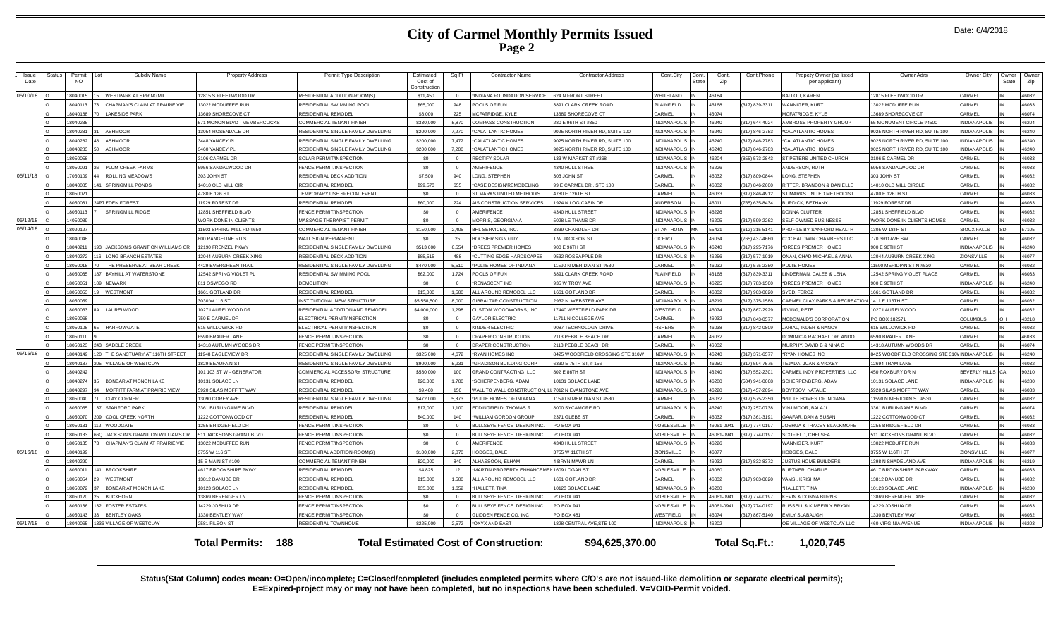# City of Carmel Monthly Permits Issued
## Page 2

Date: 6/4/2018

| Issue Date | Status | Permit NO | Lot | Subdiv Name | Property Address | Permit Type Description | Estimated Cost of Construction | Sq Ft | Contractor Name | Contractor Address | Cont.City | Cont. State | Cont. Zip | Cont.Phone | Propety Owner (as listed per applicant) | Owner Adrs | Owner City | Owner State | Owner Zip |
|---|---|---|---|---|---|---|---|---|---|---|---|---|---|---|---|---|---|---|---|
| 05/10/18 | O | 18040015 | 15 | WESTPARK AT SPRINGMILL | 12815 S FLEETWOOD DR | RESIDENTIAL ADDITION-ROOM(S) | $11,450 | 0 | *INDIANA FOUNDATION SERVICE | 624 N FRONT STREET | WHITELAND | IN | 46184 | | BALLOU, KAREN | 12815 FLEETWOOD DR | CARMEL | IN | 46032 |
| | O | 18040113 | 73 | CHAPMAN'S CLAIM AT PRAIRIE VIE | 13022 MCDUFFEE RUN | RESIDENTIAL SWIMMING POOL | $65,000 | 948 | POOLS OF FUN | 3891 CLARK CREEK ROAD | PLAINFIELD | IN | 46168 | (317) 839-3311 | WANNIGER, KURT | 13022 MCDUFFE RUN | CARMEL | IN | 46033 |
| | O | 18040188 | 70 | LAKESIDE PARK | 13689 SHORECOVE CT | RESIDENTIAL REMODEL | $8,000 | 225 | MCFATRIDGE, KYLE | 13689 SHORECOVE CT | CARMEL | IN | 46074 | | MCFATRIDGE, KYLE | 13689 SHORECOVE CT | CARMEL | IN | 46074 |
| | O | 18040235 | | | 571 MONON BLVD - MEMBERCLICKS | COMMERCIAL TENANT FINISH | $330,000 | 5,870 | COMPASS CONSTRUCTION | 280 E 96TH ST #350 | INDIANAPOLIS | IN | 46240 | (317) 644-4024 | AMBROSE PROPERTY GROUP | 55 MONUMENT CIRCLE #4500 | INDIANAPOLIS | IN | 46204 |
| | O | 18040281 | 31 | ASHMOOR | 13054 ROSENDALE DR | RESIDENTIAL SINGLE FAMILY DWELLING | $200,000 | 7,270 | *CALATLANTIC HOMES | 9025 NORTH RIVER RD, SUITE 100 | INDIANAPOLIS | IN | 46240 | (317) 846-2783 | *CALATLANTIC HOMES | 9025 NORTH RIVER RD, SUITE 100 | INDIANAPOLIS | IN | 46240 |
| | O | 18040282 | 48 | ASHMOOR | 3448 YANCEY PL | RESIDENTIAL SINGLE FAMILY DWELLING | $200,000 | 7,472 | *CALATLANTIC HOMES | 9025 NORTH RIVER RD, SUITE 100 | INDIANAPOLIS | IN | 46240 | (317) 846-2783 | *CALATLANTIC HOMES | 9025 NORTH RIVER RD, SUITE 100 | INDIANAPOLIS | IN | 46240 |
| | O | 18040283 | 50 | ASHMOOR | 3460 YANCEY PL | RESIDENTIAL SINGLE FAMILY DWELLING | $200,000 | 7,200 | *CALATLANTIC HOMES | 9025 NORTH RIVER RD, SUITE 100 | INDIANAPOLIS | IN | 46240 | (317) 846-2783 | *CALATLANTIC HOMES | 9025 NORTH RIVER RD, SUITE 100 | INDIANAPOLIS | IN | 46240 |
| | O | 18050058 | | | 3106 CARMEL DR | SOLAR PERMIT/INSPECTION | $0 | 0 | RECTIFY SOLAR | 133 W MARKET ST #288 | INDIANAPOLIS | IN | 46204 | (855) 573-2843 | ST PETERS UNITED CHURCH | 3106 E CARMEL DR | CARMEL | IN | 46033 |
| | O | 18050091 | 26 | PLUM CREEK FARMS | 5958 SANDALWOOD DR | FENCE PERMIT/INSPECTION | $0 | 0 | AMERIFENCE | 4340 HULL STREET | INDIANAPOLIS | IN | 46226 | | ANDERSON, RUTH | 5958 SANDALWOOD DR | CARMEL | IN | 46033 |
| 05/11/18 | O | 17060109 | 44 | ROLLING MEADOWS | 303 JOHN ST | RESIDENTIAL DECK ADDITION | $7,500 | 940 | LONG, STEPHEN | 303 JOHN ST | CARMEL | IN | 46032 | (317) 809-0844 | LONG, STEPHEN | 303 JOHN ST | CARMEL | IN | 46032 |
| | O | 18040085 | 141 | SPRINGMILL PONDS | 14010 OLD MILL CIR | RESIDENTIAL REMODEL | $99,573 | 655 | *CASE DESIGN/REMODELING | 99 E CARMEL DR., STE 100 | CARMEL | IN | 46032 | (317) 846-2600 | RITTER, BRANDON & DANIELLE | 14010 OLD MILL CIRCLE | CARMEL | IN | 46032 |
| | O | 18050021 | | | 4780 E 126 ST | TEMPORARY USE SPECIAL EVENT | $0 | 0 | ST MARKS UNITED METHODIST | 4780 E 126TH ST. | CARMEL | IN | 46033 | (317) 846-4912 | ST MARKS UNITED METHODIST | 4780 E 126TH ST. | CARMEL | IN | 46033 |
| | O | 18050031 | 24PT | EDEN FOREST | 11929 FOREST DR | RESIDENTIAL REMODEL | $60,000 | 224 | AIS CONSTRUCTION SERVICES | 1924 N LOG CABIN DR | ANDERSON | IN | 46011 | (765) 635-8434 | BURDICK, BETHANY | 11929 FOREST DR | CARMEL | IN | 46033 |
| | O | 18050113 | 7 | SPRINGMILL RIDGE | 12851 SHEFFIELD BLVD | FENCE PERMIT/INSPECTION | $0 | 0 | AMERIFENCE | 4340 HULL STREET | INDIANAPOLIS | IN | 46226 | | DONNA CLUTTER | 12851 SHEFFIELD BLVD | CARMEL | IN | 46032 |
| 05/12/18 | C | 14050089 | | | WORK DONE IN CLIENTS | MASSAGE THERAPIST PERMIT | $0 | 0 | MORRIS, GEORGIANA | 5028 LE THANS DR | INDIANAPOLIS | IN | 46205 | (317) 599-2262 | SELF OWNED BUSINESSS | WORK DONE IN CLIENTS HOMES | CARMEL | IN | 46032 |
| 05/14/18 | O | 18020127 | | | 11503 SPRING MILL RD #650 | COMMERCIAL TENANT FINISH | $150,000 | 2,405 | BHL SERVICES, INC. | 3839 CHANDLER DR | ST ANTHONY | MN | 55421 | (612) 315-5141 | PROFILE BY SANFORD HEALTH | 1305 W 18TH ST | SIOUX FALLS | SD | 57105 |
| | O | 18040048 | | | 800 RANGELINE RD S | WALL SIGN PERMANENT | $0 | 25 | HOOSIER SIGN GUY | 1 W JACKSON ST | CICERO | IN | 46034 | (765) 437-4660 | CCC BALDWIN CHAMBERS LLC | 770 3RD AVE SW | CARMEL | IN | 46032 |
| | O | 18040211 | 193 | JACKSON'S GRANT ON WILLIAMS CR | 12190 FRENZEL PKWY | RESIDENTIAL SINGLE FAMILY DWELLING | $513,600 | 6,554 | *DREES PREMIER HOMES | 900 E 96TH ST | INDIANAPOLIS | IN | 46240 | (317) 295-7176 | *DREES PREMIER HOMES | 900 E 96TH ST | INDIANAPOLIS | IN | 46240 |
| | O | 18040272 | 116 | LONG BRANCH ESTATES | 12044 AUBURN CREEK XING | RESIDENTIAL DECK ADDITION | $85,515 | 488 | *CUTTING EDGE HARDSCAPES | 9532 ROSEAPPLE DR | INDIANAPOLIS | IN | 46256 | (317) 577-1019 | ONAN, CHAD MICHAEL & ANNA | 12044 AUBURN CREEK XING | ZIONSVILLE | IN | 46077 |
| | O | 18050018 | 70 | THE PRESERVE AT BEAR CREEK | 4429 EVERGREEN TRAIL | RESIDENTIAL SINGLE FAMILY DWELLING | $470,000 | 5,510 | *PULTE HOMES OF INDIANA | 11590 N MERIDIAN ST #530 | CARMEL | IN | 46032 | (317) 575-2350 | PULTE HOMES | 11590 MERIDIAN ST N #530 | CARMEL | IN | 46032 |
| | O | 18050035 | 187 | BAYHILL AT WATERSTONE | 12542 SPRING VIOLET PL | RESIDENTIAL SWIMMING POOL | $62,000 | 1,724 | POOLS OF FUN | 3891 CLARK CREEK ROAD | PLAINFIELD | IN | 46168 | (317) 839-3311 | LINDERMAN, CALEB & LENA | 12542 SPRING VIOLET PLACE | CARMEL | IN | 46033 |
| | C | 18050051 | 109 | NEWARK | 811 OSWEGO RD | DEMOLITION | $0 | 0 | *RENASCENT INC | 935 W TROY AVE | INDIANAPOLIS | IN | 46225 | (317) 783-1500 | *DREES PREMIER HOMES | 900 E 96TH ST | INDIANAPOLIS | IN | 46240 |
| | O | 18050053 | 19 | WESTMONT | 1661 GOTLAND DR | RESIDENTIAL REMODEL | $15,000 | 1,500 | ALL AROUND REMODEL LLC | 1661 GOTLAND DR | CARMEL | IN | 46032 | (317) 903-0020 | SYED, FEROZ | 1661 GOTLAND DR | CARMEL | IN | 46032 |
| | O | 18050059 | | | 3030 W 116 ST | INSTITUTIONAL NEW STRUCTURE | $5,558,500 | 8,000 | GIBRALTAR CONSTRUCTION | 2932 N. WEBSTER AVE | INDIANAPOLIS | IN | 46219 | (317) 375-1588 | CARMEL CLAY PARKS & RECREATION | 1411 E 116TH ST | CARMEL | IN | 46032 |
| | O | 18050063 | 8A | LAURELWOOD | 1027 LAURELWOOD DR | RESIDENTIAL ADDITION AND REMODEL | $4,000,000 | 1,298 | CUSTOM WOODWORKS, INC | 17440 WESTFIELD PARK DR | WESTFIELD | IN | 46074 | (317) 867-2929 | IRVING, PETE | 1027 LAURELWOOD | CARMEL | IN | 46032 |
| | O | 18050068 | | | 750 E CARMEL DR | ELECTRICAL PERMIT/INSPECTION | $0 | 0 | GAYLOR ELECTRIC | 11711 N COLLEGE AVE | CARMEL | IN | 46032 | (317) 843-0577 | MCDONALD'S CORPORATION | PO BOX 182571 | COLUMBUS | OH | 43218 |
| | C | 18050108 | 65 | HARROWGATE | 615 WILLOWICK RD | ELECTRICAL PERMIT/INSPECTION | $0 | 0 | KINDER ELECTRIC | 9087 TECHNOLOGY DRIVE | FISHERS | IN | 46038 | (317) 842-0809 | JARIAL, INDER & NANCY | 615 WILLOWICK RD | CARMEL | IN | 46032 |
| | O | 18050111 | 9 | | 6590 BRAUER LANE | FENCE PERMIT/INSPECTION | $0 | 0 | DRAPER CONSTRUCTION | 2113 PEBBLE BEACH DR | CARMEL | IN | 46032 | | DOMINIC & RACHAEL ORLANDO | 6590 BRAUER LANE | CARMEL | IN | 46033 |
| | O | 18050123 | 243 | SADDLE CREEK | 14318 AUTUMN WOODS DR | FENCE PERMIT/INSPECTION | $0 | 0 | DRAPER CONSTRUCTION | 2113 PEBBLE BEACH DR | CARMEL | IN | 46032 | | MURPHY, DAVID B & NINA C | 14318 AUTUMN WOODS DR | CARMEL | IN | 46074 |
| 05/15/18 | O | 18040149 | 120 | THE SANCTUARY AT 116TH STREET | 11948 EAGLEVIEW DR | RESIDENTIAL SINGLE FAMILY DWELLING | $325,000 | 4,672 | *RYAN HOMES INC | 8425 WOODFIELD CROSSING STE 310W | INDIANAPOLIS | IN | 46240 | (317) 371-6577 | *RYAN HOMES INC | 8425 WOODFIELD CROSSING STE 310W | INDIANAPOLIS | IN | 46240 |
| | O | 18040187 | 205 | VILLAGE OF WESTCLAY | 1829 BEAUFAIN ST | RESIDENTIAL SINGLE FAMILY DWELLING | $900,000 | 5,931 | *GRADISON BUILDING CORP | 6330 E 75TH ST, # 156 | INDIANAPOLIS | IN | 46250 | (317) 594-7575 | TEJADA, JUAN & VICKEY | 12694 TRAM LANE | CARMEL | IN | 46032 |
| | O | 18040242 | | | 101 103 ST W - GENERATOR | COMMERCIAL ACCESSORY STRUCTURE | $580,000 | 100 | GRAND CONTRACTING, LLC | 802 E 86TH ST | INDIANAPOLIS | IN | 46240 | (317) 552-2301 | CARMEL INDY PROPERTIES, LLC | 450 ROXBURY DR N | BEVERLY HILLS | CA | 90210 |
| | O | 18040274 | 35 | BONBAR AT MONON LAKE | 10131 SOLACE LN | RESIDENTIAL REMODEL | $20,000 | 1,700 | *SCHERPENBERG, ADAM | 10131 SOLACE LANE | INDIANAPOLIS | IN | 46280 | (504) 941-0068 | SCHERPENBERG, ADAM | 10131 SOLACE LANE | INDIANAPOLIS | IN | 46280 |
| | O | 18040297 | 94 | MOFFITT FARM AT PRAIRIE VIEW | 5920 SILAS MOFFITT WAY | RESIDENTIAL REMODEL | $9,400 | 150 | WALL TO WALL CONSTRUCTION, LL | 7012 N EVANSTONE AVE | INDIANAPOLIS | IN | 46220 | (317) 457-2094 | BOYTSOV, NATALIE | 5920 SILAS MOFFITT WAY | CARMEL | IN | 46033 |
| | O | 18050040 | 71 | CLAY CORNER | 13090 COREY AVE | RESIDENTIAL SINGLE FAMILY DWELLING | $472,000 | 5,373 | *PULTE HOMES OF INDIANA | 11590 N MERIDIAN ST #530 | CARMEL | IN | 46032 | (317) 575-2350 | *PULTE HOMES OF INDIANA | 11590 N MERIDIAN ST #530 | CARMEL | IN | 46032 |
| | O | 18050055 | 137 | STANFORD PARK | 3361 BURLINGAME BLVD | RESIDENTIAL REMODEL | $17,000 | 1,100 | EDDINGFIELD, THOMAS R | 8000 SYCAMORE RD | INDIANAPOLIS | IN | 46240 | (317) 257-0738 | VINJIMOOR, BALAJI | 3361 BURLINGAME BLVD | CARMEL | IN | 46074 |
| | O | 18050070 | 209 | COOL CREEK NORTH | 1222 COTTONWOOD CT | RESIDENTIAL REMODEL | $40,000 | 140 | *WILLIAM GORDON GROUP | 2371 GLEBE ST | CARMEL | IN | 46032 | (317) 361-3191 | GAAFAR, DAN & SUSAN | 1222 COTTONWOOD CT | CARMEL | IN | 46032 |
| | O | 18050131 | 112 | WOODGATE | 1255 BRIDGEFIELD DR | FENCE PERMIT/INSPECTION | $0 | 0 | BULLSEYE FENCE DESIGN INC. | PO BOX 941 | NOBLESVILLE | IN | 46061-0941 | (317) 774-0197 | JOSHUA & TRACEY BLACKMORE | 1255 BRIDGEFIELD DR | CARMEL | IN | 46033 |
| | O | 18050133 | 66Q | JACKSON'S GRANT ON WILLIAMS CR | 511 JACKSONS GRANT BLVD | FENCE PERMIT/INSPECTION | $0 | 0 | BULLSEYE FENCE DESIGN INC. | PO BOX 941 | NOBLESVILLE | IN | 46061-0941 | (317) 774-0197 | SCOFIELD, CHELSEA | 511 JACKSONS GRANT BLVD | CARMEL | IN | 46032 |
| | O | 18050135 | 73 | CHAPMAN'S CLAIM AT PRAIRIE VIE | 13022 MCDUFFEE RUN | FENCE PERMIT/INSPECTION | $0 | 0 | AMERIFENCE | 4340 HULL STREET | INDIANAPOLIS | IN | 46226 | | WANNIGER, KURT | 13022 MCDUFFE RUN | CARMEL | IN | 46033 |
| 05/16/18 | O | 18040199 | | | 3755 W 116 ST | RESIDENTIAL ADDITION-ROOM(S) | $100,000 | 2,870 | HODGES, DALE | 3755 W 116TH ST | ZIONSVILLE | IN | 46077 | | HODGES, DALE | 3755 W 116TH ST | ZIONSVILLE | IN | 46077 |
| | O | 18040290 | | | 15 E MAIN ST #100 | COMMERCIAL TENANT FINISH | $20,000 | 840 | ALHASSOON, ELHAM | 4 BRYN MAWR LN | CARMEL | IN | 46032 | (317) 832-8372 | JUSTUS HOME BUILDERS | 1398 N SHADELAND AVE | INDIANAPOLIS | IN | 46219 |
| | O | 18050011 | 141 | BROOKSHIRE | 4617 BROOKSHIRE PKWY | RESIDENTIAL REMODEL | $4,825 | 12 | *MARTIN PROPERTY ENHANCEMENT | 1609 LOGAN ST | NOBLESVILLE | IN | 46060 | | BURTNER, CHARLIE | 4617 BROOKSHIRE PARKWAY | CARMEL | IN | 46033 |
| | O | 18050054 | 29 | WESTMONT | 13812 DANUBE DR | RESIDENTIAL REMODEL | $15,000 | 1,500 | ALL AROUND REMODEL LLC | 1661 GOTLAND DR | CARMEL | IN | 46032 | (317) 903-0020 | VAMSI, KRISHNA | 13812 DANUBE DR | CARMEL | IN | 46032 |
| | O | 18050072 | 37 | BONBAR AT MONON LAKE | 10123 SOLACE LN | RESIDENTIAL REMODEL | $35,000 | 1,652 | *HALLETT, TINA | 10123 SOLACE LANE | INDIANAPOLIS | IN | 46280 | | *HALLETT, TINA | 10123 SOLACE LANE | INDIANAPOLIS | IN | 46280 |
| | O | 18050120 | 25 | BUCKHORN | 13869 BERENGER LN | FENCE PERMIT/INSPECTION | $0 | 0 | BULLSEYE FENCE DESIGN INC. | PO BOX 941 | NOBLESVILLE | IN | 46061-0941 | (317) 774-0197 | KEVIN & DONNA BURNS | 13869 BERENGER LANE | CARMEL | IN | 46032 |
| | O | 18050136 | 132 | FOSTER ESTATES | 14229 JOSHUA DR | FENCE PERMIT/INSPECTION | $0 | 0 | BULLSEYE FENCE DESIGN INC. | PO BOX 941 | NOBLESVILLE | IN | 46061-0941 | (317) 774-0197 | RUSSELL & KIMBERLY BRYAN | 14229 JOSHUA DR | CARMEL | IN | 46033 |
| | O | 18050143 | 33 | BENTLEY OAKS | 1330 BENTLEY WAY | FENCE PERMIT/INSPECTION | $0 | 0 | GLIDDEN FENCE CO, INC | PO BOX 481 | WESTFIELD | IN | 46074 | (317) 867-5140 | EMILY SLABAUGH | 1330 BENTLEY WAY | CARMEL | IN | 46032 |
| 05/17/18 | O | 18040065 | 1336 | VILLAGE OF WESTCLAY | 2581 FILSON ST | RESIDENTIAL TOWNHOME | $225,000 | 2,572 | *OXYX AND EAST | 1828 CENTRAL AVE,STE 100 | INDIANAPOLIS | IN | 46202 | | OE VILLAGE OF WESTCLAY LLC | 460 VIRGINIA AVENUE | INDIANAPOLIS | IN | 46203 |

**Total Permits: 188** **Total Estimated Cost of Construction: $94,625,370.00** **Total Sq.Ft.: 1,020,745**

**Status(Stat Column) codes mean: O=Open/incomplete; C=Closed/completed (includes completed permits where C/O's are not issued-like demolition or separate electrical permits); E=Expired-project may or may not have been completed, but no inspections have been scheduled. V=VOID-Permit voided.**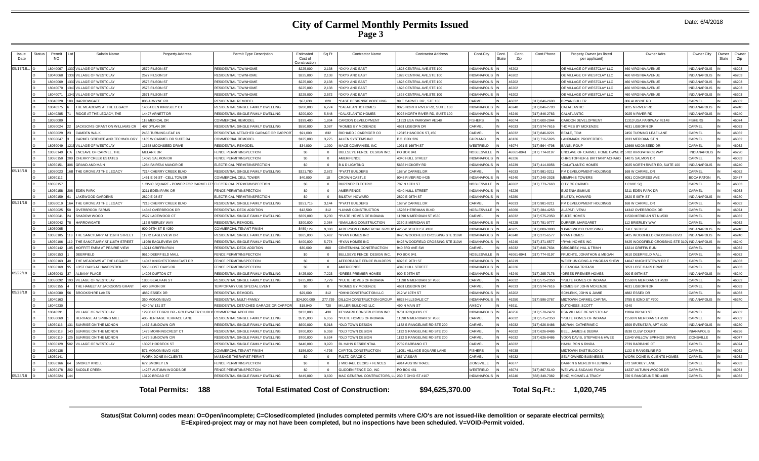# City of Carmel Monthly Permits Issued

## Page 3

Date: 6/4/2018

| Issue Date | Status | Permit NO | Lot | Subdiv Name | Property Address | Permit Type Description | Estimated Cost of Construction | Sq Ft | Contractor Name | Contractor Address | Cont.City | Cont. State | Cont. Zip | Cont.Phone | Propety Owner (as listed per applicant) | Owner Adrs | Owner City | Owner State | Owner Zip |
|---|---|---|---|---|---|---|---|---|---|---|---|---|---|---|---|---|---|---|---|
| 05/17/18... | O | 18040067 | 1337 | VILLAGE OF WESTCLAY | 2579 FILSON ST | RESIDENTIAL TOWNHOME | $225,000 | 2,138 | *OXYX AND EAST | 1828 CENTRAL AVE,STE 100 | INDIANAPOLIS | IN | 46202 | | OE VILLAGE OF WESTCLAY LLC | 460 VIRGINIA AVENUE | INDIANAPOLIS | IN | 46203 |
| | O | 18040068 | 1338 | VILLAGE OF WESTCLAY | 2577 FILSON ST | RESIDENTIAL TOWNHOME | $225,000 | 2,138 | *OXYX AND EAST | 1828 CENTRAL AVE,STE 100 | INDIANAPOLIS | IN | 46202 | | OE VILLAGE OF WESTCLAY LLC | 460 VIRGINIA AVENUE | INDIANAPOLIS | IN | 46203 |
| | O | 18040069 | 1339 | VILLAGE OF WESTCLAY | 2575 FILSON ST | RESIDENTIAL TOWNHOME | $225,000 | 2,138 | *OXYX AND EAST | 1828 CENTRAL AVE,STE 100 | INDIANAPOLIS | IN | 46202 | | OE VILLAGE OF WESTCLAY LLC | 460 VIRGINIA AVENUE | INDIANAPOLIS | IN | 46203 |
| | O | 18040070 | 1340 | VILLAGE OF WESTCLAY | 2573 FILSON ST | RESIDENTIAL TOWNHOME | $225,000 | 2,138 | *OXYX AND EAST | 1828 CENTRAL AVE,STE 100 | INDIANAPOLIS | IN | 46202 | | OE VILLAGE OF WESTCLAY LLC | 460 VIRGINIA AVENUE | INDIANAPOLIS | IN | 46203 |
| | O | 18040071 | 1341 | VILLAGE OF WESTCLAY | 2571 FILSON ST | RESIDENTIAL TOWNHOME | $225,000 | 2,572 | *OXYX AND EAST | 1828 CENTRAL AVE,STE 100 | INDIANAPOLIS | IN | 46202 | | OE VILLAGE OF WESTCLAY LLC | 460 VIRGINIA AVENUE | INDIANAPOLIS | IN | 46203 |
| | O | 18040228 | 180 | HARROWGATE | 806 ALWYNE RD | RESIDENTIAL REMODEL | $67,638 | 820 | *CASE DESIGN/REMODELING | 99 E CARMEL DR., STE 100 | CARMEL | IN | 46032 | (317) 846-2600 | BRYAN BULLER | 806 ALWYNE RD | CARMEL | IN | 46032 |
| | O | 18040275 | 6 | THE MEADOWS AT THE LEGACY | 14064 BEN KINGSLEY CT | RESIDENTIAL SINGLE FAMILY DWELLING | $200,000 | 6,274 | *CALATLANTIC HOMES | 9025 NORTH RIVER RD, SUITE 100 | INDIANAPOLIS | IN | 46240 | (317) 846-2783 | CALATLANTIC | 9025 N RIVER RD | INDIANAPOLIS | IN | 46240 |
| | O | 18040285 | 71 | RIDGE AT THE LEGACY, THE | 14427 ARNETT DR | RESIDENTIAL SINGLE FAMILY DWELLING | $200,000 | 5,848 | *CALATLANTIC HOMES | 9025 NORTH RIVER RD, SUITE 100 | INDIANAPOLIS | IN | 46240 | (317) 846-2783 | CALATLANTIC | 9025 N RIVER RD | INDIANAPOLIS | IN | 46240 |
| | O | 18050009 | | | 118 MEDICAL DR | COMMERCIAL REMODEL | $190,400 | 1,804 | CARDON DEVELOPMENT | 11313 USA PARKWAY #E148 | FISHERS | IN | 46074 | (317) 600-2044 | CARDON DEVELOPMENT | 11313 USA PARKWAY #E148 | FISHERS | IN | 46074 |
| | O | 18050024 | 22 | JACKSON'S GRANT ON WILLIAMS CR | 497 DYLAN DR | RESIDENTIAL SINGLE FAMILY DWELLING | $550,000 | 3,087 | *HOMES BY MCKENZIE | 4631 LISBORN DR | CARMEL | IN | 46033 | (317) 574-7616 | *HOMES BY MCKENZIE | 4631 LISBORN DR | CARMEL | IN | 46033 |
| | O | 18050029 | 23 | CAMDEN WALK | 2456 TURNING LEAF LN | RESIDENTIAL ATTACHED GARAGE OR CARPORT | $91,000 | 832 | RICHARD J CARRIGER CO | 12315 HANCOCK ST, #30 | CARMEL | IN | 46032 | (317) 846-9221 | BEALE, TOM | 2456 TURNING LEAF LANE | CARMEL | IN | 46032 |
| | O | 18050047 | 3 | CARMEL SCIENCE AND TECHNOLOGY | 1185 W CARMEL DR SUITE D4 | COMMERCIAL REMODEL | $125,000 | 3,275 | ALLEN SYSTEMS INC | P.O. BOX 226 | FAIRLAND | IN | 46126 | (317) 716-5926 | LANDMARK PROPERTIES | 9333 MERIDIAN ST N | CARMEL | IN | 46032 |
| | O | 18050049 | 1215 | VILLAGE OF WESTCLAY | 12668 MOONSEED DRIVE | RESIDENTIAL REMODEL | $34,000 | 1,000 | MACE COMPANIES, INC | 1031 E 169TH ST | WESTFIELD | IN | 46074 | (317) 564-4798 | BANSI, ROUP | 12668 MOONSEED DR | CARMEL | IN | 46032 |
| | O | 18050149 | CA | ENCLAVE OF CARMEL, THE | MELARK DR | FENCE PERMIT/INSPECTION | $0 | 0 | BULLSEYE FENCE DESIGN INC. | PO BOX 941 | NOBLESVILLE | IN | 46061-0941 | (317) 774-0197 | ENCLAVE OF CARMEL HOME OWNERS | 5702 KIRKPATRICK WAY | INDIANAPOLIS | IN | 46220 |
| | O | 18050150 | 200 | CHERRY CREEK ESTATES | 14075 SALMON DR | FENCE PERMIT/INSPECTION | $0 | 0 | AMERIFENCE | 4340 HULL STREET | INDIANAPOLIS | IN | 46226 | | CHRISTOPHER & BRITTANY ACHARD | 14075 SALMON DR | CARMEL | IN | 46033 |
| | O | 18050151 | 306 | GRAND AND MAIN | 1284 FAIRFAX MANOR DR | ELECTRICAL PERMIT/INSPECTION | $0 | 0 | B & D LIGHTING | 5635 HICKORY RD | INDIANAPOLIS | IN | 46239 | (317) 414-8056 | *CALATLANTIC HOMES | 9025 NORTH RIVER RD, SUITE 100 | INDIANAPOLIS | IN | 46240 |
| 05/18/18 | O | 18050023 | 16B | THE GROVE AT THE LEGACY | 7214 CHERRY CREEK BLVD | RESIDENTIAL SINGLE FAMILY DWELLING | $321,780 | 2,672 | *PYATT BUILDERS | 168 W CARMEL DR | CARMEL | IN | 46033 | (317) 981-0211 | PM DEVELOPMENT HOLDINGS | 168 W CARMEL DR | CARMEL | IN | 46032 |
| | O | 18050112 | | | 1451 E 96 ST - CELL TOWER | COMMERCIAL CELL TOWER | $40,000 | 10 | CROWN CASTLE | 9045 RIVER RD #425 | INDIANAPOLIS | IN | 46240 | (317) 249-2028 | MEMPHIS TOWERS | 8051 CONGRESS AVE | BOCA RATON | FL | 33487 |
| | O | 18050157 | | | 1 CIVIC SQUARE - POWER FOR CARMELFEST | ELECTRICAL PERMIT/INSPECTION | $0 | 0 | BURTNER ELECTRIC | 787 N 10TH ST | NOBLESVILLE | IN | 46062 | (317) 773-7663 | CITY OF CARMEL | 1 CIVIC SQ | CARMEL | IN | 46033 |
| | O | 18050158 | 208 | EDEN PARK | 3211 EDEN PARK DR | FENCE PERMIT/INSPECTION | $0 | 0 | AMERIFENCE | 4340 HULL STREET | INDIANAPOLIS | IN | 46226 | | EUGENIA SIMKUS | 3211 EDEN PARK DR | CARMEL | IN | 46033 |
| | O | 18050159 | 61 | LAKEWOOD GARDENS | 2820 E 98 ST | ELECTRICAL PERMIT/INSPECTION | $0 | 0 | BILSTAY, HOWARD | 2820 E 98TH ST | INDIANAPOLIS | IN | 46280 | | BILSTAY, HOWARD | 2820 E 98TH ST | INDIANAPOLIS | IN | 46280 |
| 05/21/18 | O | 18050019 | 16A | THE GROVE AT THE LEGACY | 7216 CHERRY CREEK BLVD | RESIDENTIAL SINGLE FAMILY DWELLING | $351,715 | 3,144 | *PYATT BUILDERS | 168 W CARMEL DR | CARMEL | IN | 46033 | (317) 981-0211 | PM DEVELOPMENT HOLDINGS | 168 W CARMEL DR | CARMEL | IN | 46032 |
| | C | 18050025 | 50 | OVERBROOK FARMS | 14342 OVERBROOK DR | RESIDENTIAL DECK ADDITION | $12,500 | 312 | *LUNAR CONSTRUCTION | 15266 HERRIMAN BLVD | NOBLESVILLE | IN | 46060 | (317) 284-4253 | ALAPATI, VENU | 14342 OVERBROOK DR | CARMEL | IN | 46074 |
| | O | 18050041 | 24 | SHADOW WOOD | 2597 LACEWOOD CT | RESIDENTIAL SINGLE FAMILY DWELLING | $369,000 | 3,230 | *PULTE HOMES OF INDIANA | 11590 N MERIDIAN ST #530 | CARMEL | IN | 46032 | (317) 575-2350 | PULTE HOMES | 11590 MERIDIAN ST N #530 | CARMEL | IN | 46032 |
| | O | 18050042 | 78 | HARROWGATE | 112 BRIERLEY WAY | RESIDENTIAL REMODEL | $300,000 | 2,064 | *SMALLING CONSTRUCTION | 2250 S MERIDIAN ST | INDIANAPOLIS | IN | 46225 | (317) 791-9777 | DURRER, MARGARET | 112 BRIERLEY WAY | CARMEL | IN | 46032 |
| | O | 18050065 | | | 900 96TH ST E #250 | COMMERCIAL TENANT FINISH | $489,129 | 9,388 | ALDERSON COMMERCIAL GROUP | 425 W SOUTH ST #100 | INDIANAPOLIS | IN | 46225 | (317) 889-3800 | 9 PARKWOOD CROSSING | 550 E 96TH ST | INDIANAPOLIS | IN | 46240 |
| | O | 18050105 | 118 | THE SANCTUARY AT 116TH STREET | 11972 EAGLEVIEW DR | RESIDENTIAL SINGLE FAMILY DWELLING | $385,000 | 5,462 | *RYAN HOMES INC | 8425 WOODFIELD CROSSING STE 310W | INDIANAPOLIS | IN | 46240 | (317) 371-6577 | RYAN HOMES | 8425 WOODFIELD CROSSING BLVD | INDIANAPOLIS | IN | 46240 |
| | O | 18050106 | 119 | THE SANCTUARY AT 116TH STREET | 11960 EAGLEVIEW DR | RESIDENTIAL SINGLE FAMILY DWELLING | $400,000 | 5,774 | *RYAN HOMES INC | 8425 WOODFIELD CROSSING STE 310W | INDIANAPOLIS | IN | 46240 | (317) 371-6577 | *RYAN HOMES INC | 8425 WOODFIELD CROSSING STE 310W | INDIANAPOLIS | IN | 46240 |
| | O | 18050142 | 105 | MOFFITT FARM AT PRAIRIE VIEW | 13214 GRIFFIN RUN | RESIDENTIAL DECK ADDITION | $30,000 | 800 | CENTENNIAL CONSTRUCTION | 940 3RD AVE SW | CARMEL | IN | 46032 | (317) 848-7634 | GRIGBEBY, HAL & TRINH | 13214 GRIFFIN RUN | CARMEL | IN | 46032 |
| | O | 18050153 | 1 | DEERFIELD | 9610 DEERFIELD MALL | FENCE PERMIT/INSPECTION | $0 | 0 | BULLSEYE FENCE DESIGN INC. | PO BOX 941 | NOBLESVILLE | IN | 46061-0941 | (317) 774-0197 | FRUCHTE, JONATHON & MEGAN | 9610 DEERFIELD MALL | CARMEL | IN | 46032 |
| | O | 18050163 | 40 | THE MEADOWS AT THE LEGACY | 14047 KNIGHTSTOWN EAST DR | FENCE PERMIT/INSPECTION | $0 | 0 | AFFORDABLE FENCE BUILDERS | 6023 E 26TH ST | INDIANAPOLIS | IN | 46219 | | WEICHUN GONG & YINGRAN SHEW | 14047 KNIGHTSTOWN DR E | CARMEL | IN | 46033 |
| | O | 18050169 | 95 | LOST OAKS AT HAVERSTICK | 5853 LOST OAKS DR | FENCE PERMIT/INSPECTION | $0 | 0 | AMERIFENCE | 4340 HULL STREET | INDIANAPOLIS | IN | 46226 | | ELEANORA TRITASK | 5853 LOST OAKS DRIVE | CARMEL | IN | 46033 |
| 05/22/18 | O | 18050043 | 37 | ALBANY PLACE | 14296 DUFTON CT | RESIDENTIAL SINGLE FAMILY DWELLING | $425,000 | 7,223 | *DREES PREMIER HOMES | 900 E 96TH ST | INDIANAPOLIS | IN | 46240 | (317) 295-7176 | *DREES PREMIER HOMES | 900 E 96TH ST | INDIANAPOLIS | IN | 46240 |
| | O | 18050092 | 193 | VILLAGE OF WESTCLAY | 1830 BEAUFAIN ST | RESIDENTIAL SINGLE FAMILY DWELLING | $725,000 | 7,779 | *PULTE HOMES OF INDIANA | 11590 N MERIDIAN ST #530 | CARMEL | IN | 46032 | (317) 575-2350 | *PULTE HOMES OF INDIANA | 11590 N MERIDIAN ST #530 | CARMEL | IN | 46032 |
| | O | 18050155 | 4 | THE HAMLET AT JACKSON'S GRANT | 490 SIMON DR | TEMPORARY USE SPECIAL EVENT | $0 | 0 | *HOMES BY MCKENZIE | 4631 LISBORN DR | CARMEL | IN | 46033 | (317) 574-7616 | HOMES BY JOHN MCKENZIE | 4631 LISBORN DR. | CARMEL | IN | 46033 |
| 05/23/18 | O | 18040080 | 56 | BROOKSHIRE LAKES | 4882 ESSEX DR | RESIDENTIAL REMODEL | $29,000 | 312 | *OMNI CONSTRUCTION LLC | 212 W 10TH ST | INDIANAPOLIS | IN | 46202 | | SCHLENK, JOHN & JAMIE | 4882 ESSEX DR | CARMEL | IN | 46033 |
| | O | 18040163 | | | 350 MONON BLVD | RESIDENTIAL MULTI-FAMILY | $24,900,000 | 277,739 | DILLON CONSTRUCTION GROUP | 6828 HILLSDALE CT | INDIANAPOLIS | IN | 46250 | (317) 595-2767 | MIDTOWN CARMEL CAPITAL | 3755 E 82ND ST #700 | INDIANAPOLIS | IN | 46240 |
| | O | 18040230 | | | 4240 W 131 ST | RESIDENTIAL DETACHED GARAGE OR CARPORT | $18,940 | 720 | MILLER BUILDING LLC | 490 N MAIN ST | AMBOY | IN | 46911 | | DUTCHESS, SCOTT | 4240 | | | |
| | O | 18040291 | | VILLAGE OF WESTCLAY | 12900 PETTIGRU DR - GOLDWATER CLUBHOUSE | COMMERCIAL ADDITION | $132,000 | 430 | KEYMARK CONSTRUCTION INC | 9731 IROQUOIS CT | INDIANAPOLIS | IN | 46256 | (317) 578-2479 | PSA VILLAGE OF WESTCLAY | 12884 BROAD ST | CARMEL | IN | 46032 |
| | O | 18050069 | 1 | HERITAGE AT SPRING MILL | 405 HERITAGE TERRACE LANE | RESIDENTIAL SINGLE FAMILY DWELLING | $515,000 | 6,056 | *PULTE HOMES OF INDIANA | 11590 N MERIDIAN ST #530 | CARMEL | IN | 46032 | (317) 575-2350 | *PULTE HOMES OF INDIANA | 11590 N MERIDIAN ST #530 | CARMEL | IN | 46032 |
| | O | 18050116 | 131 | SUNRISE ON THE MONON | 1467 SUNDOWN CIR | RESIDENTIAL SINGLE FAMILY DWELLING | $600,000 | 5,918 | *OLD TOWN DESIGN | 1132 S RANGELINE RD STE 200 | CARMEL | IN | 46032 | (317) 626-8486 | MORAN, CATHERINE C | 1509 EVENSTAR, APT #130 | INDIANAPOLIS | IN | 46280 |
| | O | 18050118 | 143 | SUNRISE ON THE MONON | 1473 MORNINGCREST CT | RESIDENTIAL SINGLE FAMILY DWELLING | $700,000 | 6,358 | *OLD TOWN DESIGN | 1132 S RANGELINE RD STE 200 | CARMEL | IN | 46032 | (317) 626-8486 | BELL, JAMES & DEBRA | 8538 CLEW COURT | INIANAPOLIS | IN | 46236 |
| | O | 18050119 | 125 | SUNRISE ON THE MONON | 1479 SUNDOWN CIR | RESIDENTIAL SINGLE FAMILY DWELLING | $700,000 | 6,634 | *OLD TOWN DESIGN | 1132 S RANGELINE RD STE 200 | CARMEL | IN | 46032 | (317) 626-8486 | VOON DAVIS, STEPHEN & HWEE | 11540 WILLOW SPRINGS DRIVE | ZIONSVILLE | IN | 46077 |
| | O | 18050129 | 502 | VILLAGE OF WESTCLAY | 13025 HORBECK ST | RESIDENTIAL SINGLE FAMILY DWELLING | $440,000 | 3,970 | RL HAHN RESIDENTIAL | 2739 BARBANO CT | CARMEL | IN | 46032 | | HAHN, RON & RINDA | 2739 BARBANO CT | CARMEL | IN | 46074 |
| | O | 18050138 | | | 571 MONON BLVD #150 | COMMERCIAL TENANT FINISH | $156,000 | 4,795 | CAPITOL CONSTRUCTION | 11051 VILLAGE SQUARE LANE | FISHERS | IN | 46038 | | MIDTOWN EAST BLOCK 3 | 1132 S RANGELINE RD | CARMEL | IN | 46032 |
| | O | 18050141 | | | WORK DONE IN CLIENTS | MASSAGE THERAPIST PERMIT | $0 | 0 | FULTZ, GRACE C | 687 VASSAR | CARMEL | IN | 46032 | | SELF OWNED BUSINESSS | WORK DONE IN CLIENTS HOMES | CARMEL | IN | 46032 |
| | O | 18050166 | 64 | SMOKEY KNOLL | 672 SMOKEY LN | FENCE PERMIT/INSPECTION | $0 | 0 | J MICHAEL DECKS + FENCES | 4914 AUSTIN TRACE | ZIONSVILLE | IN | 46077 | | DARRIN & MEREDITH JENKINS | 672 SMOKEY LANE | CARMEL | IN | 46033 |
| | O | 18050178 | 202 | SADDLE CREEK | 14237 AUTUMN WOODS DR | FENCE PERMIT/INSPECTION | $0 | 0 | GLIDDEN FENCE CO, INC | PO BOX 481 | WESTFIELD | IN | 46074 | (317) 867-5140 | WEI WU & SADAAKI FUKUI | 14237 AUTUMN WOODS DR | CARMEL | IN | 46074 |
| 05/24/18 | O | 18030224 | 144 | | 13120 BROAD ST | RESIDENTIAL SINGLE FAMILY DWELLING | $449,000 | 3,600 | MAC GENERAL CONTRACTORS, LLC | 230 E OHIO ST #107 | INDIANAPOLIS | IN | 46240 | (858) 349-7382 | BINZ, MICHAEL & TRACY | 720 S RANGELINE RD #408 | CARMEL | IN | 46032 |

**Total Permits: 188** **Total Estimated Cost of Construction: $94,625,370.00** **Total Sq.Ft.: 1,020,745**

**Status(Stat Column) codes mean: O=Open/incomplete; C=Closed/completed (includes completed permits where C/O's are not issued-like demolition or separate electrical permits); E=Expired-project may or may not have been completed, but no inspections have been scheduled. V=VOID-Permit voided.**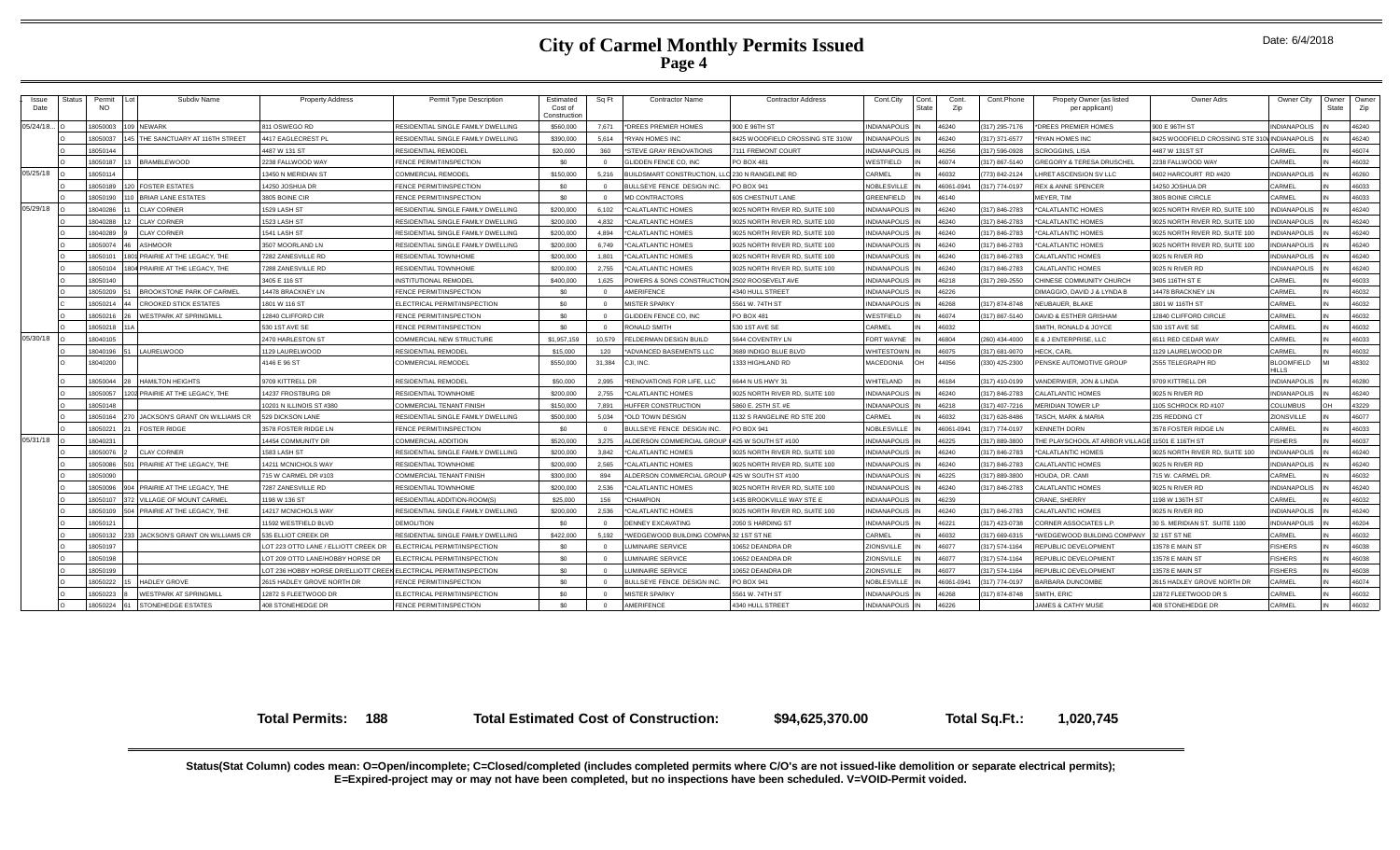# City of Carmel Monthly Permits Issued
## Page 4

Date: 6/4/2018

| Issue Date | Status | Permit NO | Lot | Subdiv Name | Property Address | Permit Type Description | Estimated Cost of Construction | Sq Ft | Contractor Name | Contractor Address | Cont.City | Cont. State | Cont. Zip | Cont.Phone | Propety Owner (as listed per applicant) | Owner Adrs | Owner City | Owner State | Owner Zip |
|---|---|---|---|---|---|---|---|---|---|---|---|---|---|---|---|---|---|---|---|
| 05/24/18... | O | 18050003 | 109 | NEWARK | 811 OSWEGO RD | RESIDENTIAL SINGLE FAMILY DWELLING | $560,000 | 7,671 | *DREES PREMIER HOMES | 900 E 96TH ST | INDIANAPOLIS | IN | 46240 | (317) 295-7176 | *DREES PREMIER HOMES | 900 E 96TH ST | INDIANAPOLIS | IN | 46240 |
| | O | 18050037 | 145 | THE SANCTUARY AT 116TH STREET | 4417 EAGLECREST PL | RESIDENTIAL SINGLE FAMILY DWELLING | $390,000 | 5,614 | *RYAN HOMES INC | 8425 WOODFIELD CROSSING STE 310W | INDIANAPOLIS | IN | 46240 | (317) 371-6577 | *RYAN HOMES INC | 8425 WOODFIELD CROSSING STE 310W | INDIANAPOLIS | IN | 46240 |
| | O | 18050144 | | | 4487 W 131 ST | RESIDENTIAL REMODEL | $20,000 | 360 | *STEVE GRAY RENOVATIONS | 7111 FREMONT COURT | INDIANAPOLIS | IN | 46256 | (317) 596-0928 | SCROGGINS, LISA | 4487 W 131ST ST | CARMEL | IN | 46074 |
| | O | 18050187 | 13 | BRAMBLEWOOD | 2238 FALLWOOD WAY | FENCE PERMIT/INSPECTION | $0 | 0 | GLIDDEN FENCE CO, INC | PO BOX 481 | WESTFIELD | IN | 46074 | (317) 867-5140 | GREGORY & TERESA DRUSCHEL | 2238 FALLWOOD WAY | CARMEL | IN | 46032 |
| 05/25/18 | O | 18050114 | | | 13450 N MERIDIAN ST | COMMERCIAL REMODEL | $150,000 | 5,216 | BUILDSMART CONSTRUCTION, LLC | 230 N RANGELINE RD | CARMEL | IN | 46032 | (773) 842-2124 | LHRET ASCENSION SV LLC | 8402 HARCOURT RD #420 | INDIANAPOLIS | IN | 46260 |
| | O | 18050189 | 120 | FOSTER ESTATES | 14250 JOSHUA DR | FENCE PERMIT/INSPECTION | $0 | 0 | BULLSEYE FENCE DESIGN INC. | PO BOX 941 | NOBLESVILLE | IN | 46061-0941 | (317) 774-0197 | REX & ANNE SPENCER | 14250 JOSHUA DR | CARMEL | IN | 46033 |
| | O | 18050190 | 110 | BRIAR LANE ESTATES | 3805 BOINE CIR | FENCE PERMIT/INSPECTION | $0 | 0 | MD CONTRACTORS | 605 CHESTNUT LANE | GREENFIELD | IN | 46140 | | MEYER, TIM | 3805 BOINE CIRCLE | CARMEL | IN | 46033 |
| 05/29/18 | O | 18040286 | 11 | CLAY CORNER | 1529 LASH ST | RESIDENTIAL SINGLE FAMILY DWELLING | $200,000 | 6,102 | *CALATLANTIC HOMES | 9025 NORTH RIVER RD, SUITE 100 | INDIANAPOLIS | IN | 46240 | (317) 846-2783 | *CALATLANTIC HOMES | 9025 NORTH RIVER RD, SUITE 100 | INDIANAPOLIS | IN | 46240 |
| | O | 18040288 | 12 | CLAY CORNER | 1523 LASH ST | RESIDENTIAL SINGLE FAMILY DWELLING | $200,000 | 4,832 | *CALATLANTIC HOMES | 9025 NORTH RIVER RD, SUITE 100 | INDIANAPOLIS | IN | 46240 | (317) 846-2783 | *CALATLANTIC HOMES | 9025 NORTH RIVER RD, SUITE 100 | INDIANAPOLIS | IN | 46240 |
| | O | 18040289 | 9 | CLAY CORNER | 1541 LASH ST | RESIDENTIAL SINGLE FAMILY DWELLING | $200,000 | 4,894 | *CALATLANTIC HOMES | 9025 NORTH RIVER RD, SUITE 100 | INDIANAPOLIS | IN | 46240 | (317) 846-2783 | *CALATLANTIC HOMES | 9025 NORTH RIVER RD, SUITE 100 | INDIANAPOLIS | IN | 46240 |
| | O | 18050074 | 46 | ASHMOOR | 3507 MOORLAND LN | RESIDENTIAL SINGLE FAMILY DWELLING | $200,000 | 6,749 | *CALATLANTIC HOMES | 9025 NORTH RIVER RD, SUITE 100 | INDIANAPOLIS | IN | 46240 | (317) 846-2783 | *CALATLANTIC HOMES | 9025 NORTH RIVER RD, SUITE 100 | INDIANAPOLIS | IN | 46240 |
| | O | 18050101 | 1801 | PRAIRIE AT THE LEGACY, THE | 7282 ZANESVILLE RD | RESIDENTIAL TOWNHOME | $200,000 | 1,801 | *CALATLANTIC HOMES | 9025 NORTH RIVER RD, SUITE 100 | INDIANAPOLIS | IN | 46240 | (317) 846-2783 | CALATLANTIC HOMES | 9025 N RIVER RD | INDIANAPOLIS | IN | 46240 |
| | O | 18050104 | 1804 | PRAIRIE AT THE LEGACY, THE | 7288 ZANESVILLE RD | RESIDENTIAL TOWNHOME | $200,000 | 2,755 | *CALATLANTIC HOMES | 9025 NORTH RIVER RD, SUITE 100 | INDIANAPOLIS | IN | 46240 | (317) 846-2783 | CALATLANTIC HOMES | 9025 N RIVER RD | INDIANAPOLIS | IN | 46240 |
| | O | 18050140 | | | 3405 E 116 ST | INSTITUTIONAL REMODEL | $400,000 | 1,625 | POWERS & SONS CONSTRUCTION | 2502 ROOSEVELT AVE | INDIANAPOLIS | IN | 46218 | (317) 269-2550 | CHINESE COMMUNITY CHURCH | 3405 116TH ST E | CARMEL | IN | 46033 |
| | O | 18050209 | 51 | BROOKSTONE PARK OF CARMEL | 14478 BRACKNEY LN | FENCE PERMIT/INSPECTION | $0 | 0 | AMERIFENCE | 4340 HULL STREET | INDIANAPOLIS | IN | 46226 | | DIMAGGIO, DAVID J & LYNDA B | 14478 BRACKNEY LN | CARMEL | IN | 46032 |
| | C | 18050214 | 44 | CROOKED STICK ESTATES | 1801 W 116 ST | ELECTRICAL PERMIT/INSPECTION | $0 | 0 | MISTER SPARKY | 5561 W. 74TH ST | INDIANAPOLIS | IN | 46268 | (317) 874-8748 | NEUBAUER, BLAKE | 1801 W 116TH ST | CARMEL | IN | 46032 |
| | O | 18050216 | 26 | WESTPARK AT SPRINGMILL | 12840 CLIFFORD CIR | FENCE PERMIT/INSPECTION | $0 | 0 | GLIDDEN FENCE CO, INC | PO BOX 481 | WESTFIELD | IN | 46074 | (317) 867-5140 | DAVID & ESTHER GRISHAM | 12840 CLIFFORD CIRCLE | CARMEL | IN | 46032 |
| | O | 18050218 | 11A | | 530 1ST AVE SE | FENCE PERMIT/INSPECTION | $0 | 0 | RONALD SMITH | 530 1ST AVE SE | CARMEL | IN | 46032 | | SMITH, RONALD & JOYCE | 530 1ST AVE SE | CARMEL | IN | 46032 |
| 05/30/18 | O | 18040105 | | | 2470 HARLESTON ST | COMMERCIAL NEW STRUCTURE | $1,957,159 | 10,579 | FELDERMAN DESIGN BUILD | 5644 COVENTRY LN | FORT WAYNE | IN | 46804 | (260) 434-4000 | E & J ENTERPRISE, LLC | 6511 RED CEDAR WAY | CARMEL | IN | 46033 |
| | O | 18040196 | 51 | LAURELWOOD | 1129 LAURELWOOD | RESIDENTIAL REMODEL | $15,000 | 120 | *ADVANCED BASEMENTS LLC | 3689 INDIGO BLUE BLVD | WHITESTOWN | IN | 46075 | (317) 681-9070 | HECK, CARL | 1129 LAURELWOOD DR | CARMEL | IN | 46032 |
| | O | 18040200 | | | 4146 E 96 ST | COMMERCIAL REMODEL | $550,000 | 31,384 | CJI, INC. | 1333 HIGHLAND RD | MACEDONIA | OH | 44056 | (330) 425-2300 | PENSKE AUTOMOTIVE GROUP | 2555 TELEGRAPH RD | BLOOMFIELD HILLS | MI | 48302 |
| | O | 18050044 | 28 | HAMILTON HEIGHTS | 9709 KITTRELL DR | RESIDENTIAL REMODEL | $50,000 | 2,995 | *RENOVATIONS FOR LIFE, LLC | 6644 N US HWY 31 | WHITELAND | IN | 46184 | (317) 410-0199 | VANDERWIER, JON & LINDA | 9709 KITTRELL DR | INDIANAPOLIS | IN | 46280 |
| | O | 18050057 | 1203 | PRAIRIE AT THE LEGACY, THE | 14237 FROSTBURG DR | RESIDENTIAL TOWNHOME | $200,000 | 2,755 | *CALATLANTIC HOMES | 9025 NORTH RIVER RD, SUITE 100 | INDIANAPOLIS | IN | 46240 | (317) 846-2783 | *CALATLANTIC HOMES | 9025 N RIVER RD | INDIANAPOLIS | IN | 46240 |
| | O | 18050148 | | | 10201 N ILLINOIS ST #380 | COMMERCIAL TENANT FINISH | $150,000 | 7,891 | HUFFER CONSTRUCTION | 5860 E. 25TH ST. #E | INDIANAPOLIS | IN | 46218 | (317) 407-7216 | MERIDIAN TOWER LP | 1105 SCHROCK RD #107 | COLUMBUS | OH | 43229 |
| | O | 18050164 | 270 | JACKSON'S GRANT ON WILLIAMS CR | 529 DICKSON LANE | RESIDENTIAL SINGLE FAMILY DWELLING | $500,000 | 5,034 | *OLD TOWN DESIGN | 1132 S RANGELINE RD STE 200 | CARMEL | IN | 46032 | (317) 626-8486 | TASCH, MARK & MARIA | 235 REDDING CT | ZIONSVILLE | IN | 46077 |
| | O | 18050221 | 21 | FOSTER RIDGE | 3578 FOSTER RIDGE LN | FENCE PERMIT/INSPECTION | $0 | 0 | BULLSEYE FENCE DESIGN INC. | PO BOX 941 | NOBLESVILLE | IN | 46061-0941 | (317) 774-0197 | KENNETH DORN | 3578 FOSTER RIDGE LN | CARMEL | IN | 46033 |
| 05/31/18 | O | 18040231 | | | 14454 COMMUNITY DR | COMMERCIAL ADDITION | $520,000 | 3,275 | ALDERSON COMMERCIAL GROUP | 425 W SOUTH ST #100 | INDIANAPOLIS | IN | 46225 | (317) 889-3800 | THE PLAYSCHOOL AT ARBOR VILLAGE | 11501 E 116TH ST | FISHERS | IN | 46037 |
| | O | 18050076 | 2 | CLAY CORNER | 1583 LASH ST | RESIDENTIAL SINGLE FAMILY DWELLING | $200,000 | 3,842 | *CALATLANTIC HOMES | 9025 NORTH RIVER RD, SUITE 100 | INDIANAPOLIS | IN | 46240 | (317) 846-2783 | *CALATLANTIC HOMES | 9025 NORTH RIVER RD, SUITE 100 | INDIANAPOLIS | IN | 46240 |
| | O | 18050086 | 501 | PRAIRIE AT THE LEGACY, THE | 14211 MCNICHOLS WAY | RESIDENTIAL TOWNHOME | $200,000 | 2,565 | *CALATLANTIC HOMES | 9025 NORTH RIVER RD, SUITE 100 | INDIANAPOLIS | IN | 46240 | (317) 846-2783 | CALATLANTIC HOMES | 9025 N RIVER RD | INDIANAPOLIS | IN | 46240 |
| | O | 18050090 | | | 715 W CARMEL DR #103 | COMMERCIAL TENANT FINISH | $300,000 | 894 | ALDERSON COMMERCIAL GROUP | 425 W SOUTH ST #100 | INDIANAPOLIS | IN | 46225 | (317) 889-3800 | HOUDA, DR. CAMI | 715 W. CARMEL DR. | CARMEL | IN | 46032 |
| | O | 18050096 | 904 | PRAIRIE AT THE LEGACY, THE | 7287 ZANESVILLE RD | RESIDENTIAL TOWNHOME | $200,000 | 2,536 | *CALATLANTIC HOMES | 9025 NORTH RIVER RD, SUITE 100 | INDIANAPOLIS | IN | 46240 | (317) 846-2783 | CALATLANTIC HOMES | 9025 N RIVER RD | INDIANAPOLIS | IN | 46240 |
| | O | 18050107 | 372 | VILLAGE OF MOUNT CARMEL | 1198 W 136 ST | RESIDENTIAL ADDITION-ROOM(S) | $25,000 | 156 | *CHAMPION | 1435 BROOKVILLE WAY STE E | INDIANAPOLIS | IN | 46239 | | CRANE, SHERRY | 1198 W 136TH ST | CARMEL | IN | 46032 |
| | O | 18050109 | 504 | PRAIRIE AT THE LEGACY, THE | 14217 MCNICHOLS WAY | RESIDENTIAL SINGLE FAMILY DWELLING | $200,000 | 2,536 | *CALATLANTIC HOMES | 9025 NORTH RIVER RD, SUITE 100 | INDIANAPOLIS | IN | 46240 | (317) 846-2783 | CALATLANTIC HOMES | 9025 N RIVER RD | INDIANAPOLIS | IN | 46240 |
| | O | 18050121 | | | 11592 WESTFIELD BLVD | DEMOLITION | $0 | 0 | DENNEY EXCAVATING | 2050 S HARDING ST | INDIANAPOLIS | IN | 46221 | (317) 423-0738 | CORNER ASSOCIATES L.P. | 30 S. MERIDIAN ST. SUITE 1100 | INDIANAPOLIS | IN | 46204 |
| | O | 18050132 | 233 | JACKSON'S GRANT ON WILLIAMS CR | 535 ELLIOT CREEK DR | RESIDENTIAL SINGLE FAMILY DWELLING | $422,000 | 5,192 | *WEDGEWOOD BUILDING COMPANY | 32 1ST ST NE | CARMEL | IN | 46032 | (317) 669-6315 | *WEDGEWOOD BUILDING COMPANY | 32 1ST ST NE | CARMEL | IN | 46032 |
| | O | 18050197 | | | LOT 223 OTTO LANE / ELLIOTT CREEK DR | ELECTRICAL PERMIT/INSPECTION | $0 | 0 | LUMINAIRE SERVICE | 10652 DEANDRA DR | ZIONSVILLE | IN | 46077 | (317) 574-1164 | REPUBLIC DEVELOPMENT | 13578 E MAIN ST | FISHERS | IN | 46038 |
| | O | 18050198 | | | LOT 209 OTTO LANE/HOBBY HORSE DR | ELECTRICAL PERMIT/INSPECTION | $0 | 0 | LUMINAIRE SERVICE | 10652 DEANDRA DR | ZIONSVILLE | IN | 46077 | (317) 574-1164 | REPUBLIC DEVELOPMENT | 13578 E MAIN ST | FISHERS | IN | 46038 |
| | O | 18050199 | | | LOT 236 HOBBY HORSE DR/ELLIOTT CREEK | ELECTRICAL PERMIT/INSPECTION | $0 | 0 | LUMINAIRE SERVICE | 10652 DEANDRA DR | ZIONSVILLE | IN | 46077 | (317) 574-1164 | REPUBLIC DEVELOPMENT | 13578 E MAIN ST | FISHERS | IN | 46038 |
| | O | 18050222 | 15 | HADLEY GROVE | 2615 HADLEY GROVE NORTH DR | FENCE PERMIT/INSPECTION | $0 | 0 | BULLSEYE FENCE DESIGN INC. | PO BOX 941 | NOBLESVILLE | IN | 46061-0941 | (317) 774-0197 | BARBARA DUNCOMBE | 2615 HADLEY GROVE NORTH DR | CARMEL | IN | 46074 |
| | O | 18050223 | 8 | WESTPARK AT SPRINGMILL | 12872 S FLEETWOOD DR | ELECTRICAL PERMIT/INSPECTION | $0 | 0 | MISTER SPARKY | 5561 W. 74TH ST | INDIANAPOLIS | IN | 46268 | (317) 874-8748 | SMITH, ERIC | 12872 FLEETWOOD DR S | CARMEL | IN | 46032 |
| | O | 18050224 | 61 | STONEHEDGE ESTATES | 408 STONEHEDGE DR | FENCE PERMIT/INSPECTION | $0 | 0 | AMERIFENCE | 4340 HULL STREET | INDIANAPOLIS | IN | 46226 | | JAMES & CATHY MUSE | 408 STONEHEDGE DR | CARMEL | IN | 46032 |

**Total Permits: 188** **Total Estimated Cost of Construction: $94,625,370.00** **Total Sq.Ft.: 1,020,745**

**Status(Stat Column) codes mean: O=Open/incomplete; C=Closed/completed (includes completed permits where C/O's are not issued-like demolition or separate electrical permits); E=Expired-project may or may not have been completed, but no inspections have been scheduled. V=VOID-Permit voided.**